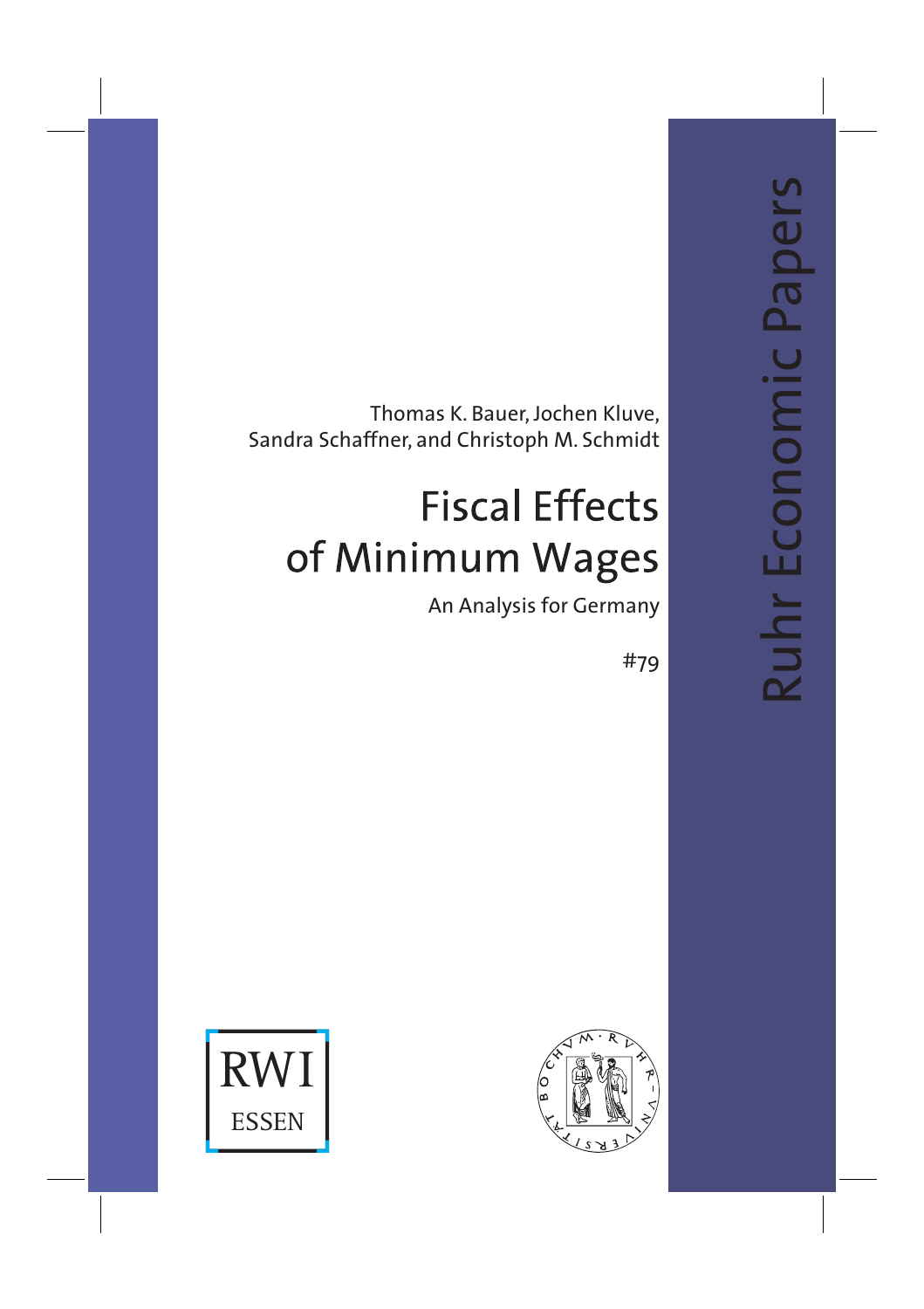Thomas K. Bauer, Jochen Kluve, Sandra Schaffner, and Christoph M. Schmidt

# Fiscal Effects of Minimum Wages

An Analysis for Germany

#79

Ruhr Economic Papers

RWI ESSEN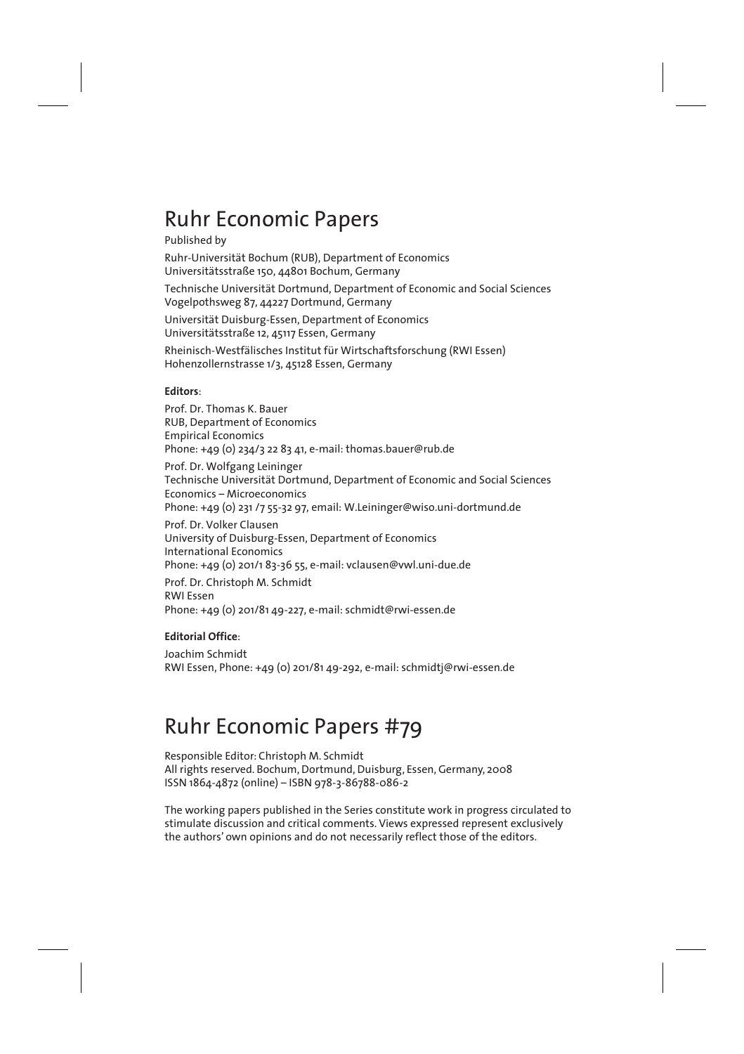# Ruhr Economic Papers

Published by

Ruhr-Universität Bochum (RUB), Department of Economics
Universitätsstraße 150, 44801 Bochum, Germany

Technische Universität Dortmund, Department of Economic and Social Sciences
Vogelpothsweg 87, 44227 Dortmund, Germany

Universität Duisburg-Essen, Department of Economics
Universitätsstraße 12, 45117 Essen, Germany

Rheinisch-Westfälisches Institut für Wirtschaftsforschung (RWI Essen)
Hohenzollernstrasse 1/3, 45128 Essen, Germany

**Editors**:

Prof. Dr. Thomas K. Bauer
RUB, Department of Economics
Empirical Economics
Phone: +49 (0) 234/3 22 83 41, e-mail: thomas.bauer@rub.de

Prof. Dr. Wolfgang Leininger
Technische Universität Dortmund, Department of Economic and Social Sciences
Economics – Microeconomics
Phone: +49 (0) 231 /7 55-32 97, email: W.Leininger@wiso.uni-dortmund.de

Prof. Dr. Volker Clausen
University of Duisburg-Essen, Department of Economics
International Economics
Phone: +49 (0) 201/1 83-36 55, e-mail: vclausen@vwl.uni-due.de

Prof. Dr. Christoph M. Schmidt
RWI Essen
Phone: +49 (0) 201/81 49-227, e-mail: schmidt@rwi-essen.de

**Editorial Office**:

Joachim Schmidt
RWI Essen, Phone: +49 (0) 201/81 49-292, e-mail: schmidtj@rwi-essen.de

# Ruhr Economic Papers #79

Responsible Editor: Christoph M. Schmidt
All rights reserved. Bochum, Dortmund, Duisburg, Essen, Germany, 2008
ISSN 1864-4872 (online) – ISBN 978-3-86788-086-2

The working papers published in the Series constitute work in progress circulated to stimulate discussion and critical comments. Views expressed represent exclusively the authors' own opinions and do not necessarily reflect those of the editors.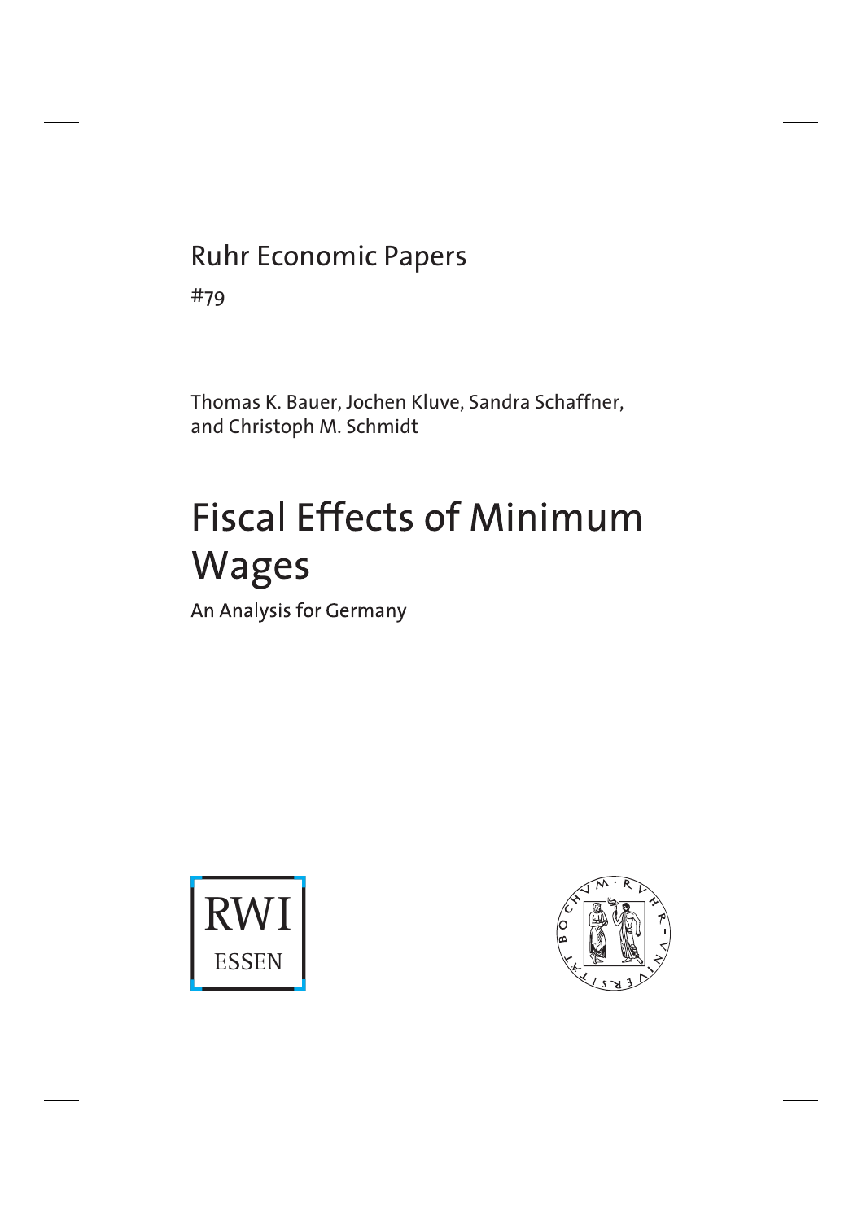Ruhr Economic Papers

#79

Thomas K. Bauer, Jochen Kluve, Sandra Schaffner, and Christoph M. Schmidt

# Fiscal Effects of Minimum Wages

An Analysis for Germany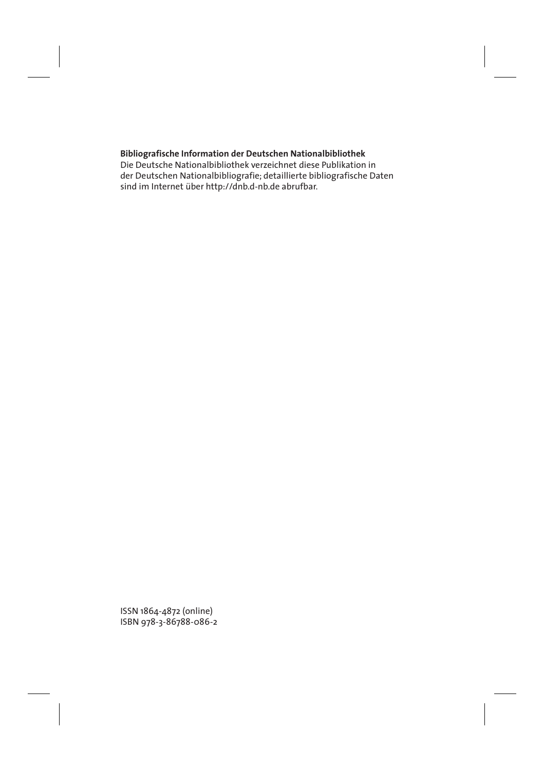**Bibliografische Information der Deutschen Nationalbibliothek**
Die Deutsche Nationalbibliothek verzeichnet diese Publikation in der Deutschen Nationalbibliografie; detaillierte bibliografische Daten sind im Internet über http://dnb.d-nb.de abrufbar.

ISSN 1864-4872 (online)
ISBN 978-3-86788-086-2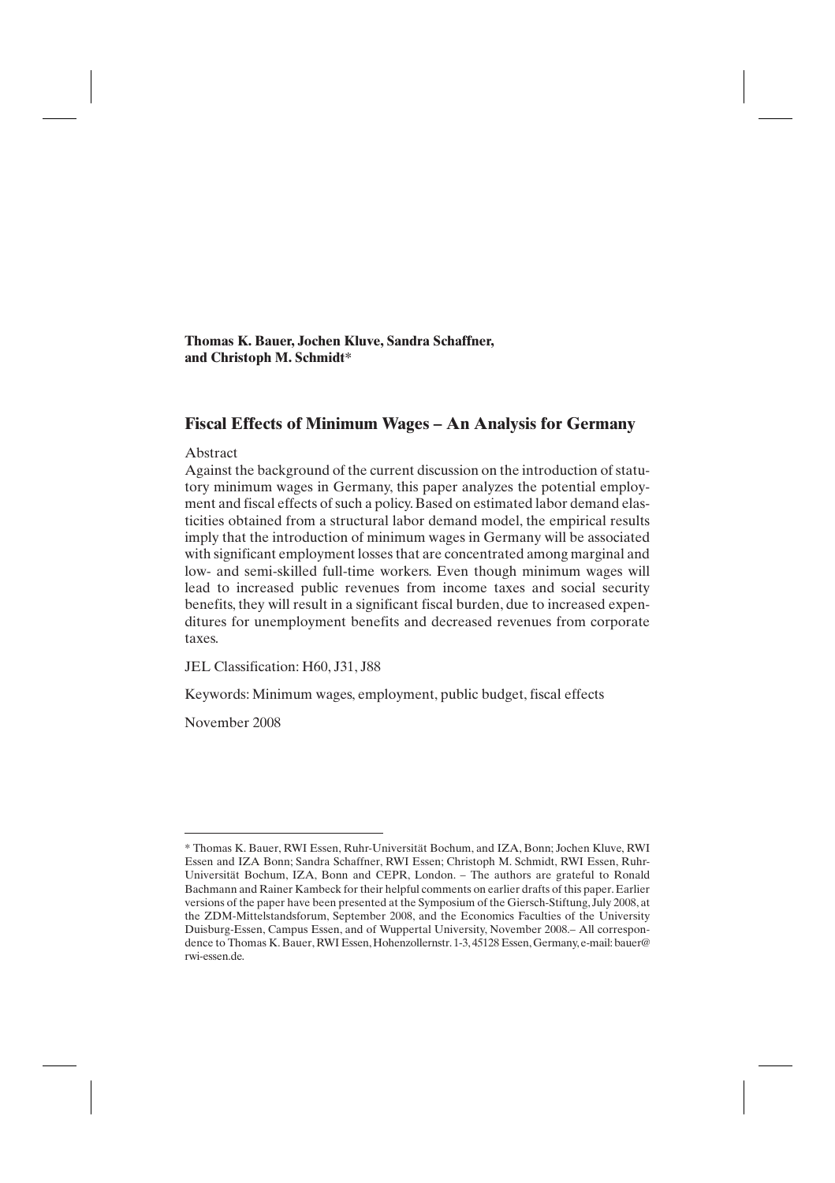**Thomas K. Bauer, Jochen Kluve, Sandra Schaffner, and Christoph M. Schmidt***

## Fiscal Effects of Minimum Wages – An Analysis for Germany

Abstract

Against the background of the current discussion on the introduction of statutory minimum wages in Germany, this paper analyzes the potential employment and fiscal effects of such a policy. Based on estimated labor demand elasticities obtained from a structural labor demand model, the empirical results imply that the introduction of minimum wages in Germany will be associated with significant employment losses that are concentrated among marginal and low- and semi-skilled full-time workers. Even though minimum wages will lead to increased public revenues from income taxes and social security benefits, they will result in a significant fiscal burden, due to increased expenditures for unemployment benefits and decreased revenues from corporate taxes.

JEL Classification: H60, J31, J88

Keywords: Minimum wages, employment, public budget, fiscal effects

November 2008

---

* Thomas K. Bauer, RWI Essen, Ruhr-Universität Bochum, and IZA, Bonn; Jochen Kluve, RWI Essen and IZA Bonn; Sandra Schaffner, RWI Essen; Christoph M. Schmidt, RWI Essen, Ruhr-Universität Bochum, IZA, Bonn and CEPR, London. – The authors are grateful to Ronald Bachmann and Rainer Kambeck for their helpful comments on earlier drafts of this paper. Earlier versions of the paper have been presented at the Symposium of the Giersch-Stiftung, July 2008, at the ZDM-Mittelstandsforum, September 2008, and the Economics Faculties of the University Duisburg-Essen, Campus Essen, and of Wuppertal University, November 2008.– All correspondence to Thomas K. Bauer, RWI Essen, Hohenzollernstr. 1-3, 45128 Essen, Germany, e-mail: bauer@rwi-essen.de.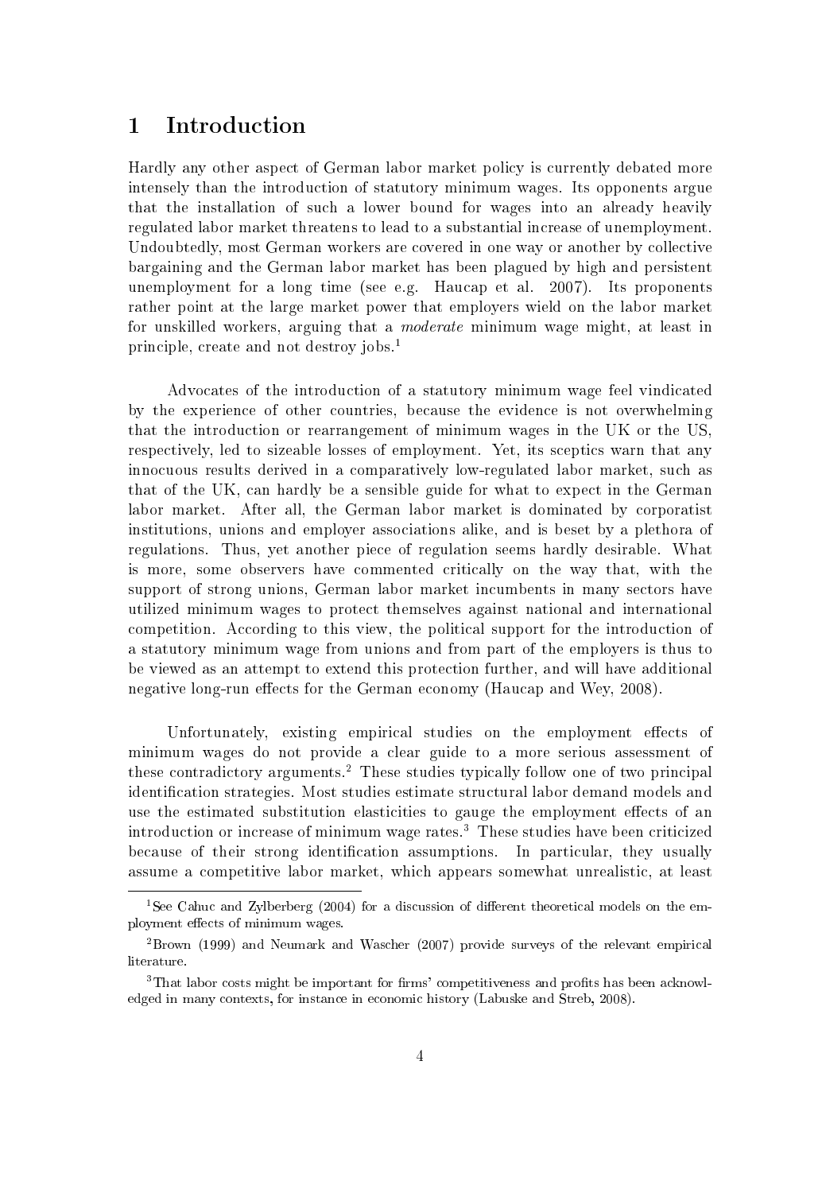# 1 Introduction

Hardly any other aspect of German labor market policy is currently debated more intensely than the introduction of statutory minimum wages. Its opponents argue that the installation of such a lower bound for wages into an already heavily regulated labor market threatens to lead to a substantial increase of unemployment. Undoubtedly, most German workers are covered in one way or another by collective bargaining and the German labor market has been plagued by high and persistent unemployment for a long time (see e.g. Haucap et al. 2007). Its proponents rather point at the large market power that employers wield on the labor market for unskilled workers, arguing that a *moderate* minimum wage might, at least in principle, create and not destroy jobs.[1]

Advocates of the introduction of a statutory minimum wage feel vindicated by the experience of other countries, because the evidence is not overwhelming that the introduction or rearrangement of minimum wages in the UK or the US, respectively, led to sizeable losses of employment. Yet, its sceptics warn that any innocuous results derived in a comparatively low-regulated labor market, such as that of the UK, can hardly be a sensible guide for what to expect in the German labor market. After all, the German labor market is dominated by corporatist institutions, unions and employer associations alike, and is beset by a plethora of regulations. Thus, yet another piece of regulation seems hardly desirable. What is more, some observers have commented critically on the way that, with the support of strong unions, German labor market incumbents in many sectors have utilized minimum wages to protect themselves against national and international competition. According to this view, the political support for the introduction of a statutory minimum wage from unions and from part of the employers is thus to be viewed as an attempt to extend this protection further, and will have additional negative long-run effects for the German economy (Haucap and Wey, 2008).

Unfortunately, existing empirical studies on the employment effects of minimum wages do not provide a clear guide to a more serious assessment of these contradictory arguments.[2] These studies typically follow one of two principal identification strategies. Most studies estimate structural labor demand models and use the estimated substitution elasticities to gauge the employment effects of an introduction or increase of minimum wage rates.[3] These studies have been criticized because of their strong identification assumptions. In particular, they usually assume a competitive labor market, which appears somewhat unrealistic, at least

---

[1] See Cahuc and Zylberberg (2004) for a discussion of different theoretical models on the employment effects of minimum wages.

[2] Brown (1999) and Neumark and Wascher (2007) provide surveys of the relevant empirical literature.

[3] That labor costs might be important for firms' competitiveness and profits has been acknowledged in many contexts, for instance in economic history (Labuske and Streb, 2008).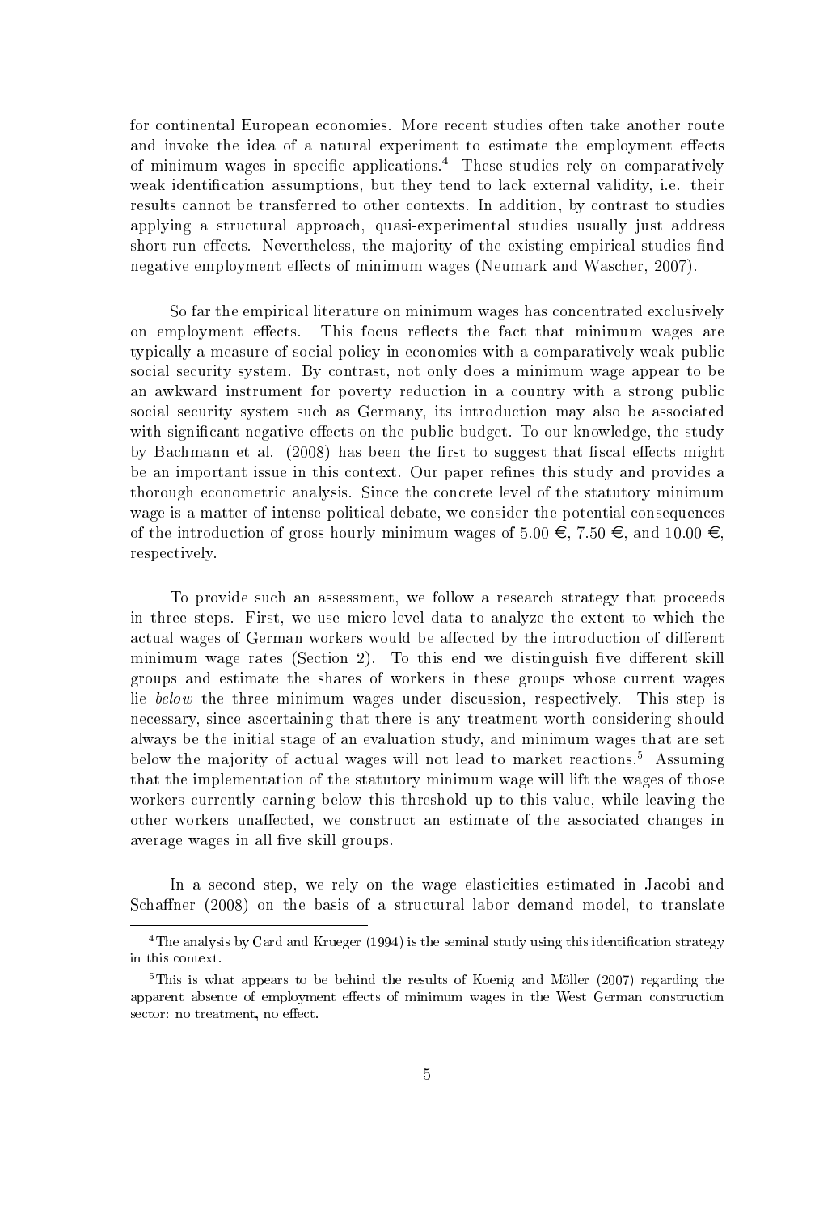for continental European economies. More recent studies often take another route and invoke the idea of a natural experiment to estimate the employment effects of minimum wages in specific applications.[4] These studies rely on comparatively weak identification assumptions, but they tend to lack external validity, i.e. their results cannot be transferred to other contexts. In addition, by contrast to studies applying a structural approach, quasi-experimental studies usually just address short-run effects. Nevertheless, the majority of the existing empirical studies find negative employment effects of minimum wages (Neumark and Wascher, 2007).

So far the empirical literature on minimum wages has concentrated exclusively on employment effects. This focus reflects the fact that minimum wages are typically a measure of social policy in economies with a comparatively weak public social security system. By contrast, not only does a minimum wage appear to be an awkward instrument for poverty reduction in a country with a strong public social security system such as Germany, its introduction may also be associated with significant negative effects on the public budget. To our knowledge, the study by Bachmann et al. (2008) has been the first to suggest that fiscal effects might be an important issue in this context. Our paper refines this study and provides a thorough econometric analysis. Since the concrete level of the statutory minimum wage is a matter of intense political debate, we consider the potential consequences of the introduction of gross hourly minimum wages of 5.00 €, 7.50 €, and 10.00 €, respectively.

To provide such an assessment, we follow a research strategy that proceeds in three steps. First, we use micro-level data to analyze the extent to which the actual wages of German workers would be affected by the introduction of different minimum wage rates (Section 2). To this end we distinguish five different skill groups and estimate the shares of workers in these groups whose current wages lie *below* the three minimum wages under discussion, respectively. This step is necessary, since ascertaining that there is any treatment worth considering should always be the initial stage of an evaluation study, and minimum wages that are set below the majority of actual wages will not lead to market reactions.[5] Assuming that the implementation of the statutory minimum wage will lift the wages of those workers currently earning below this threshold up to this value, while leaving the other workers unaffected, we construct an estimate of the associated changes in average wages in all five skill groups.

In a second step, we rely on the wage elasticities estimated in Jacobi and Schaffner (2008) on the basis of a structural labor demand model, to translate

[4] The analysis by Card and Krueger (1994) is the seminal study using this identification strategy in this context.

[5] This is what appears to be behind the results of Koenig and Möller (2007) regarding the apparent absence of employment effects of minimum wages in the West German construction sector: no treatment, no effect.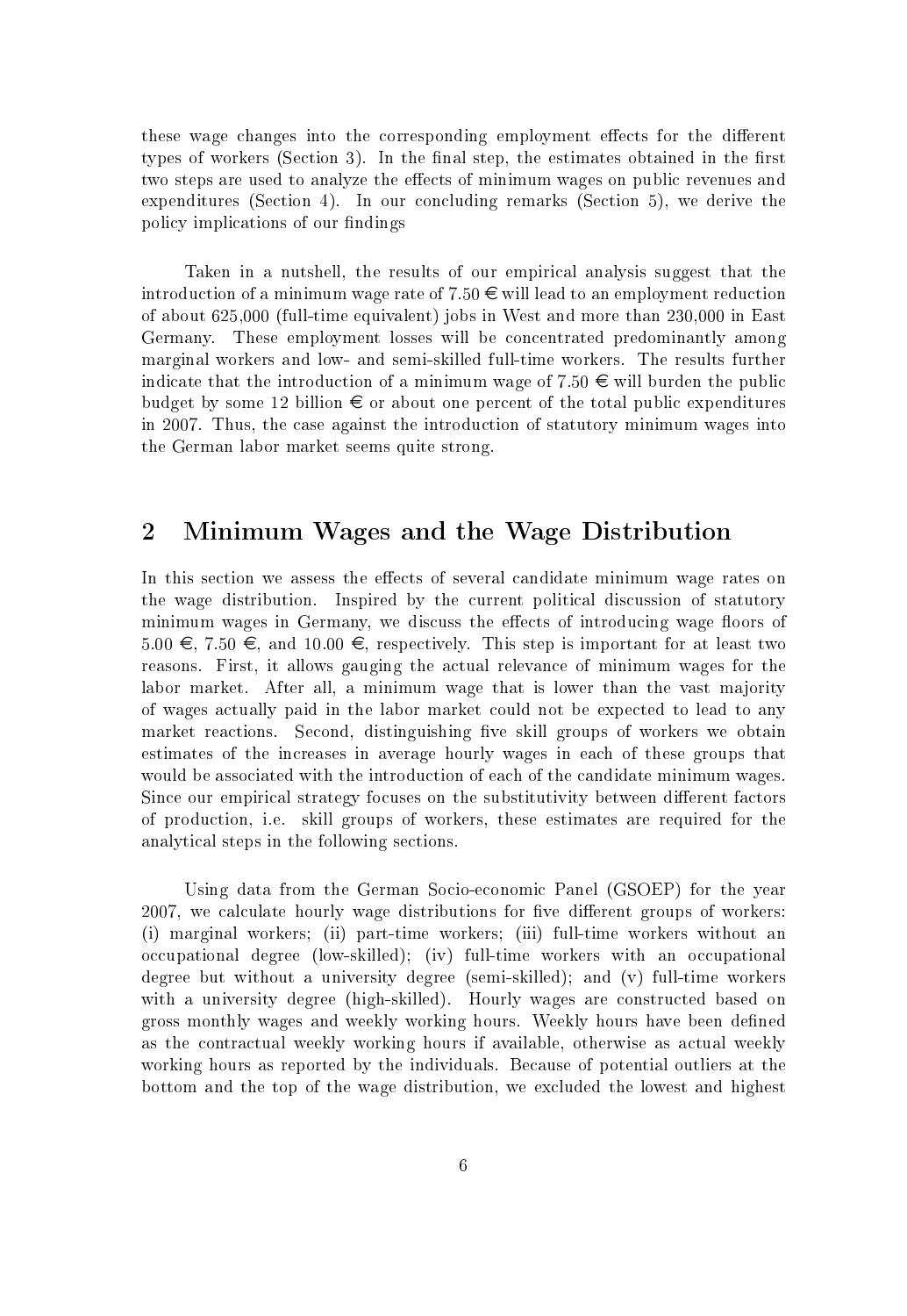these wage changes into the corresponding employment effects for the different types of workers (Section 3). In the final step, the estimates obtained in the first two steps are used to analyze the effects of minimum wages on public revenues and expenditures (Section 4). In our concluding remarks (Section 5), we derive the policy implications of our findings

Taken in a nutshell, the results of our empirical analysis suggest that the introduction of a minimum wage rate of 7.50 € will lead to an employment reduction of about 625,000 (full-time equivalent) jobs in West and more than 230,000 in East Germany. These employment losses will be concentrated predominantly among marginal workers and low- and semi-skilled full-time workers. The results further indicate that the introduction of a minimum wage of 7.50 € will burden the public budget by some 12 billion € or about one percent of the total public expenditures in 2007. Thus, the case against the introduction of statutory minimum wages into the German labor market seems quite strong.

## 2 Minimum Wages and the Wage Distribution

In this section we assess the effects of several candidate minimum wage rates on the wage distribution. Inspired by the current political discussion of statutory minimum wages in Germany, we discuss the effects of introducing wage floors of 5.00 €, 7.50 €, and 10.00 €, respectively. This step is important for at least two reasons. First, it allows gauging the actual relevance of minimum wages for the labor market. After all, a minimum wage that is lower than the vast majority of wages actually paid in the labor market could not be expected to lead to any market reactions. Second, distinguishing five skill groups of workers we obtain estimates of the increases in average hourly wages in each of these groups that would be associated with the introduction of each of the candidate minimum wages. Since our empirical strategy focuses on the substitutivity between different factors of production, i.e. skill groups of workers, these estimates are required for the analytical steps in the following sections.

Using data from the German Socio-economic Panel (GSOEP) for the year 2007, we calculate hourly wage distributions for five different groups of workers: (i) marginal workers; (ii) part-time workers; (iii) full-time workers without an occupational degree (low-skilled); (iv) full-time workers with an occupational degree but without a university degree (semi-skilled); and (v) full-time workers with a university degree (high-skilled). Hourly wages are constructed based on gross monthly wages and weekly working hours. Weekly hours have been defined as the contractual weekly working hours if available, otherwise as actual weekly working hours as reported by the individuals. Because of potential outliers at the bottom and the top of the wage distribution, we excluded the lowest and highest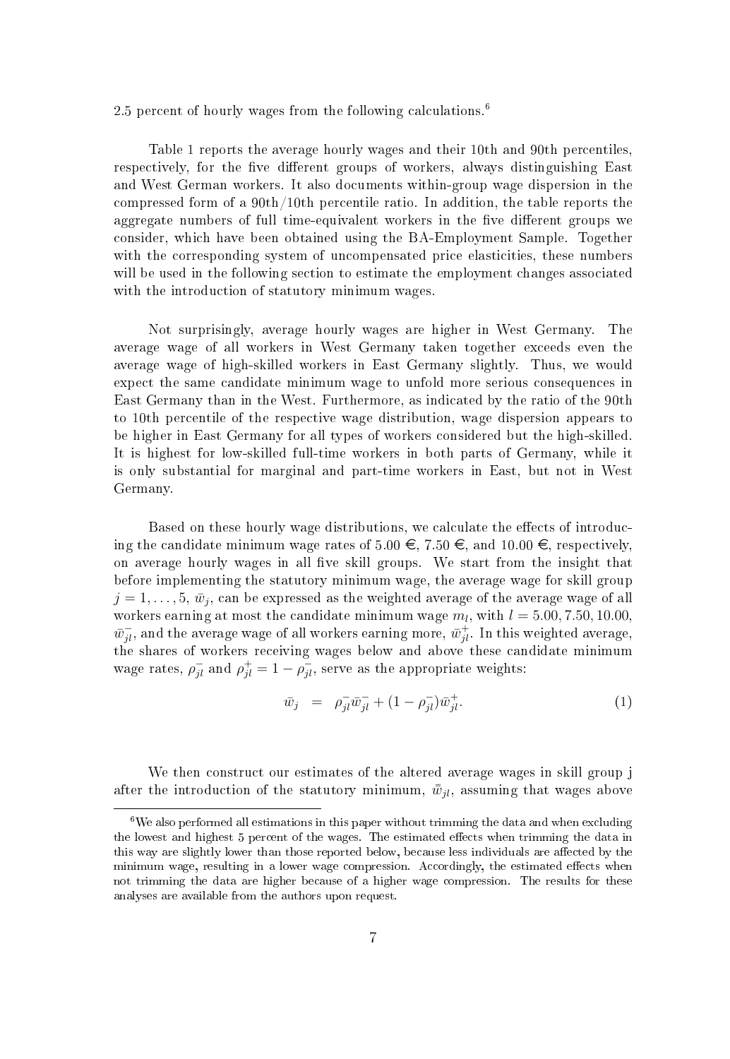2.5 percent of hourly wages from the following calculations.[6]

Table 1 reports the average hourly wages and their 10th and 90th percentiles, respectively, for the five different groups of workers, always distinguishing East and West German workers. It also documents within-group wage dispersion in the compressed form of a 90th/10th percentile ratio. In addition, the table reports the aggregate numbers of full time-equivalent workers in the five different groups we consider, which have been obtained using the BA-Employment Sample. Together with the corresponding system of uncompensated price elasticities, these numbers will be used in the following section to estimate the employment changes associated with the introduction of statutory minimum wages.

Not surprisingly, average hourly wages are higher in West Germany. The average wage of all workers in West Germany taken together exceeds even the average wage of high-skilled workers in East Germany slightly. Thus, we would expect the same candidate minimum wage to unfold more serious consequences in East Germany than in the West. Furthermore, as indicated by the ratio of the 90th to 10th percentile of the respective wage distribution, wage dispersion appears to be higher in East Germany for all types of workers considered but the high-skilled. It is highest for low-skilled full-time workers in both parts of Germany, while it is only substantial for marginal and part-time workers in East, but not in West Germany.

Based on these hourly wage distributions, we calculate the effects of introducing the candidate minimum wage rates of 5.00 €, 7.50 €, and 10.00 €, respectively, on average hourly wages in all five skill groups. We start from the insight that before implementing the statutory minimum wage, the average wage for skill group $j = 1, \ldots, 5$, $\bar{w}_j$, can be expressed as the weighted average of the average wage of all workers earning at most the candidate minimum wage $m_l$, with $l = 5.00, 7.50, 10.00$, $\bar{w}_{jl}^{-}$, and the average wage of all workers earning more, $\bar{w}_{jl}^{+}$. In this weighted average, the shares of workers receiving wages below and above these candidate minimum wage rates, $\rho_{jl}^{-}$ and $\rho_{jl}^{+} = 1 - \rho_{jl}^{-}$, serve as the appropriate weights:

$$\bar{w}_j \quad = \quad \rho_{jl}^{-}\bar{w}_{jl}^{-} + (1 - \rho_{jl}^{-})\bar{w}_{jl}^{+}. \tag{1}$$

We then construct our estimates of the altered average wages in skill group j after the introduction of the statutory minimum, $\bar{\bar{w}}_{jl}$, assuming that wages above

[6] We also performed all estimations in this paper without trimming the data and when excluding the lowest and highest 5 percent of the wages. The estimated effects when trimming the data in this way are slightly lower than those reported below, because less individuals are affected by the minimum wage, resulting in a lower wage compression. Accordingly, the estimated effects when not trimming the data are higher because of a higher wage compression. The results for these analyses are available from the authors upon request.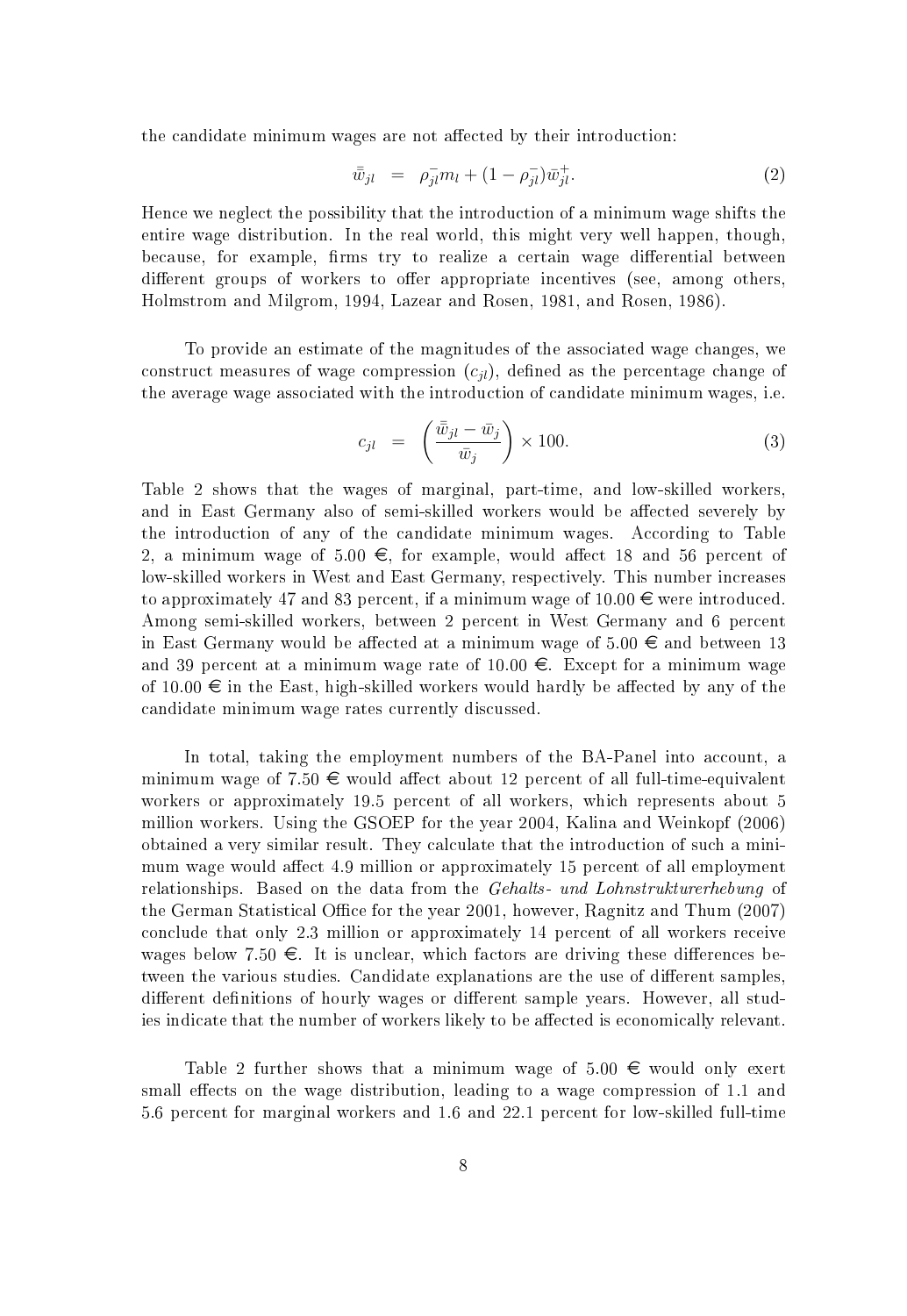the candidate minimum wages are not affected by their introduction:

$$\bar{\bar{w}}_{jl} \;=\; \rho^{-}_{jl} m_l + (1 - \rho^{-}_{jl}) \bar{w}^{+}_{jl}. \tag{2}$$

Hence we neglect the possibility that the introduction of a minimum wage shifts the entire wage distribution. In the real world, this might very well happen, though, because, for example, firms try to realize a certain wage differential between different groups of workers to offer appropriate incentives (see, among others, Holmstrom and Milgrom, 1994, Lazear and Rosen, 1981, and Rosen, 1986).

To provide an estimate of the magnitudes of the associated wage changes, we construct measures of wage compression ($c_{jl}$), defined as the percentage change of the average wage associated with the introduction of candidate minimum wages, i.e.

$$c_{jl} \;=\; \left( \frac{\bar{\bar{w}}_{jl} - \bar{w}_j}{\bar{w}_j} \right) \times 100. \tag{3}$$

Table 2 shows that the wages of marginal, part-time, and low-skilled workers, and in East Germany also of semi-skilled workers would be affected severely by the introduction of any of the candidate minimum wages. According to Table 2, a minimum wage of 5.00 €, for example, would affect 18 and 56 percent of low-skilled workers in West and East Germany, respectively. This number increases to approximately 47 and 83 percent, if a minimum wage of 10.00 € were introduced. Among semi-skilled workers, between 2 percent in West Germany and 6 percent in East Germany would be affected at a minimum wage of 5.00 € and between 13 and 39 percent at a minimum wage rate of 10.00 €. Except for a minimum wage of 10.00 € in the East, high-skilled workers would hardly be affected by any of the candidate minimum wage rates currently discussed.

In total, taking the employment numbers of the BA-Panel into account, a minimum wage of 7.50 € would affect about 12 percent of all full-time-equivalent workers or approximately 19.5 percent of all workers, which represents about 5 million workers. Using the GSOEP for the year 2004, Kalina and Weinkopf (2006) obtained a very similar result. They calculate that the introduction of such a minimum wage would affect 4.9 million or approximately 15 percent of all employment relationships. Based on the data from the *Gehalts- und Lohnstrukturerhebung* of the German Statistical Office for the year 2001, however, Ragnitz and Thum (2007) conclude that only 2.3 million or approximately 14 percent of all workers receive wages below 7.50 €. It is unclear, which factors are driving these differences between the various studies. Candidate explanations are the use of different samples, different definitions of hourly wages or different sample years. However, all studies indicate that the number of workers likely to be affected is economically relevant.

Table 2 further shows that a minimum wage of 5.00 € would only exert small effects on the wage distribution, leading to a wage compression of 1.1 and 5.6 percent for marginal workers and 1.6 and 22.1 percent for low-skilled full-time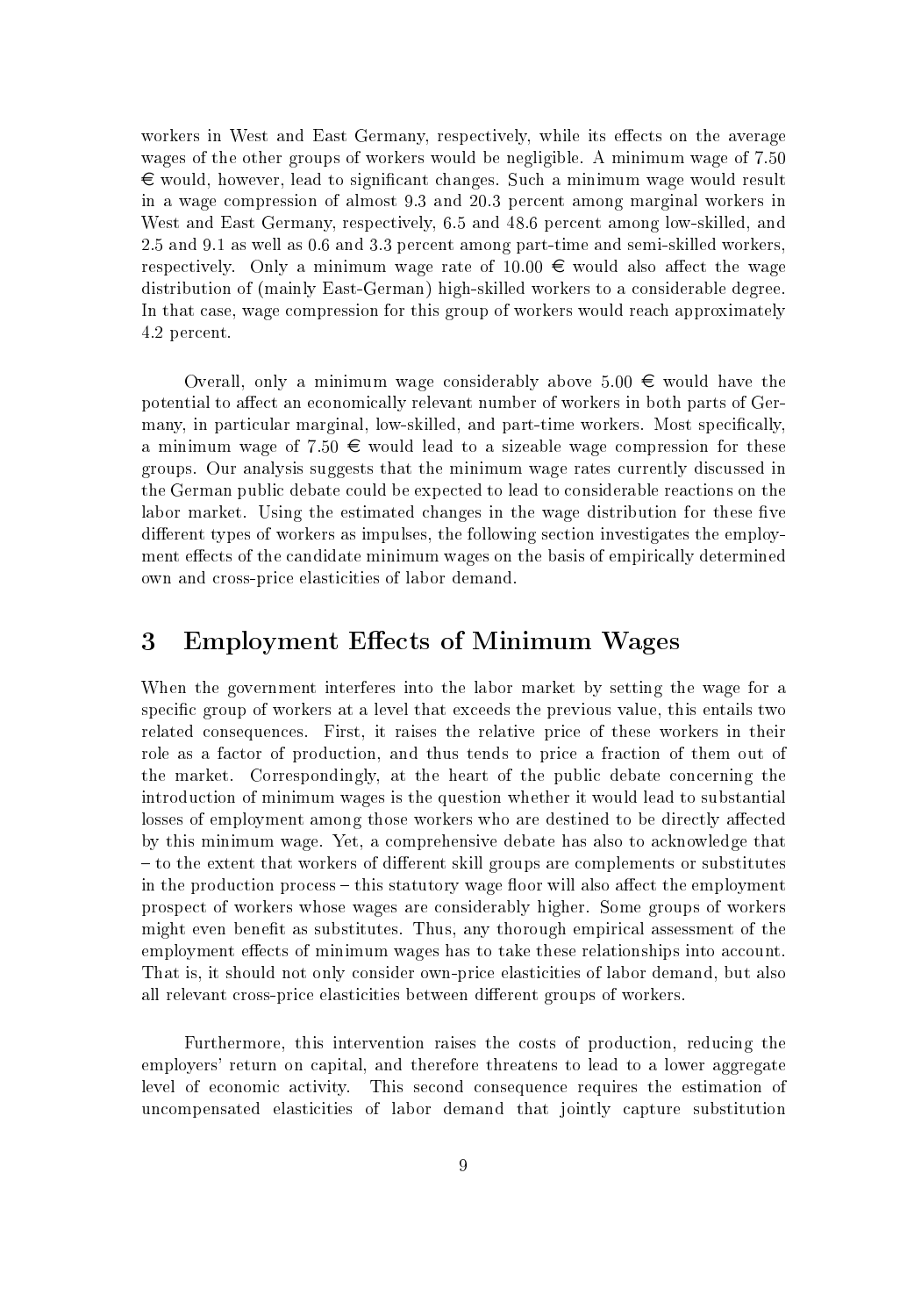workers in West and East Germany, respectively, while its effects on the average wages of the other groups of workers would be negligible. A minimum wage of 7.50 € would, however, lead to significant changes. Such a minimum wage would result in a wage compression of almost 9.3 and 20.3 percent among marginal workers in West and East Germany, respectively, 6.5 and 48.6 percent among low-skilled, and 2.5 and 9.1 as well as 0.6 and 3.3 percent among part-time and semi-skilled workers, respectively. Only a minimum wage rate of 10.00 € would also affect the wage distribution of (mainly East-German) high-skilled workers to a considerable degree. In that case, wage compression for this group of workers would reach approximately 4.2 percent.

Overall, only a minimum wage considerably above 5.00 € would have the potential to affect an economically relevant number of workers in both parts of Germany, in particular marginal, low-skilled, and part-time workers. Most specifically, a minimum wage of 7.50 € would lead to a sizeable wage compression for these groups. Our analysis suggests that the minimum wage rates currently discussed in the German public debate could be expected to lead to considerable reactions on the labor market. Using the estimated changes in the wage distribution for these five different types of workers as impulses, the following section investigates the employment effects of the candidate minimum wages on the basis of empirically determined own and cross-price elasticities of labor demand.

# 3 Employment Effects of Minimum Wages

When the government interferes into the labor market by setting the wage for a specific group of workers at a level that exceeds the previous value, this entails two related consequences. First, it raises the relative price of these workers in their role as a factor of production, and thus tends to price a fraction of them out of the market. Correspondingly, at the heart of the public debate concerning the introduction of minimum wages is the question whether it would lead to substantial losses of employment among those workers who are destined to be directly affected by this minimum wage. Yet, a comprehensive debate has also to acknowledge that – to the extent that workers of different skill groups are complements or substitutes in the production process – this statutory wage floor will also affect the employment prospect of workers whose wages are considerably higher. Some groups of workers might even benefit as substitutes. Thus, any thorough empirical assessment of the employment effects of minimum wages has to take these relationships into account. That is, it should not only consider own-price elasticities of labor demand, but also all relevant cross-price elasticities between different groups of workers.

Furthermore, this intervention raises the costs of production, reducing the employers' return on capital, and therefore threatens to lead to a lower aggregate level of economic activity. This second consequence requires the estimation of uncompensated elasticities of labor demand that jointly capture substitution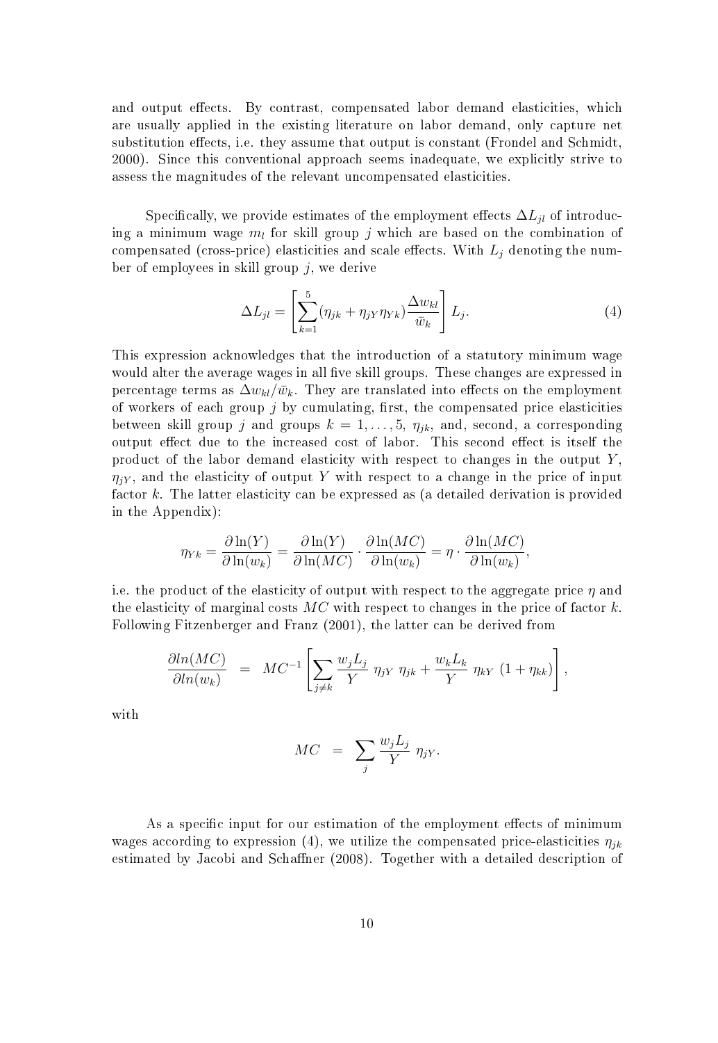and output effects. By contrast, compensated labor demand elasticities, which are usually applied in the existing literature on labor demand, only capture net substitution effects, i.e. they assume that output is constant (Frondel and Schmidt, 2000). Since this conventional approach seems inadequate, we explicitly strive to assess the magnitudes of the relevant uncompensated elasticities.

Specifically, we provide estimates of the employment effects $\Delta L_{jl}$ of introducing a minimum wage $m_l$ for skill group $j$ which are based on the combination of compensated (cross-price) elasticities and scale effects. With $L_j$ denoting the number of employees in skill group $j$, we derive

$$\Delta L_{jl} = \left[ \sum_{k=1}^{5} (\eta_{jk} + \eta_{jY}\eta_{Yk}) \frac{\Delta w_{kl}}{\bar{w}_k} \right] L_j. \tag{4}$$

This expression acknowledges that the introduction of a statutory minimum wage would alter the average wages in all five skill groups. These changes are expressed in percentage terms as $\Delta w_{kl}/\bar{w}_k$. They are translated into effects on the employment of workers of each group $j$ by cumulating, first, the compensated price elasticities between skill group $j$ and groups $k = 1, \ldots, 5$, $\eta_{jk}$, and, second, a corresponding output effect due to the increased cost of labor. This second effect is itself the product of the labor demand elasticity with respect to changes in the output $Y$, $\eta_{jY}$, and the elasticity of output $Y$ with respect to a change in the price of input factor $k$. The latter elasticity can be expressed as (a detailed derivation is provided in the Appendix):

$$\eta_{Yk} = \frac{\partial \ln(Y)}{\partial \ln(w_k)} = \frac{\partial \ln(Y)}{\partial \ln(MC)} \cdot \frac{\partial \ln(MC)}{\partial \ln(w_k)} = \eta \cdot \frac{\partial \ln(MC)}{\partial \ln(w_k)},$$

i.e. the product of the elasticity of output with respect to the aggregate price $\eta$ and the elasticity of marginal costs $MC$ with respect to changes in the price of factor $k$. Following Fitzenberger and Franz (2001), the latter can be derived from

$$\frac{\partial ln(MC)}{\partial ln(w_k)} = MC^{-1} \left[ \sum_{j \neq k} \frac{w_j L_j}{Y} \, \eta_{jY} \, \eta_{jk} + \frac{w_k L_k}{Y} \, \eta_{kY} \, (1 + \eta_{kk}) \right],$$

with

$$MC = \sum_{j} \frac{w_j L_j}{Y} \, \eta_{jY}.$$

As a specific input for our estimation of the employment effects of minimum wages according to expression (4), we utilize the compensated price-elasticities $\eta_{jk}$ estimated by Jacobi and Schaffner (2008). Together with a detailed description of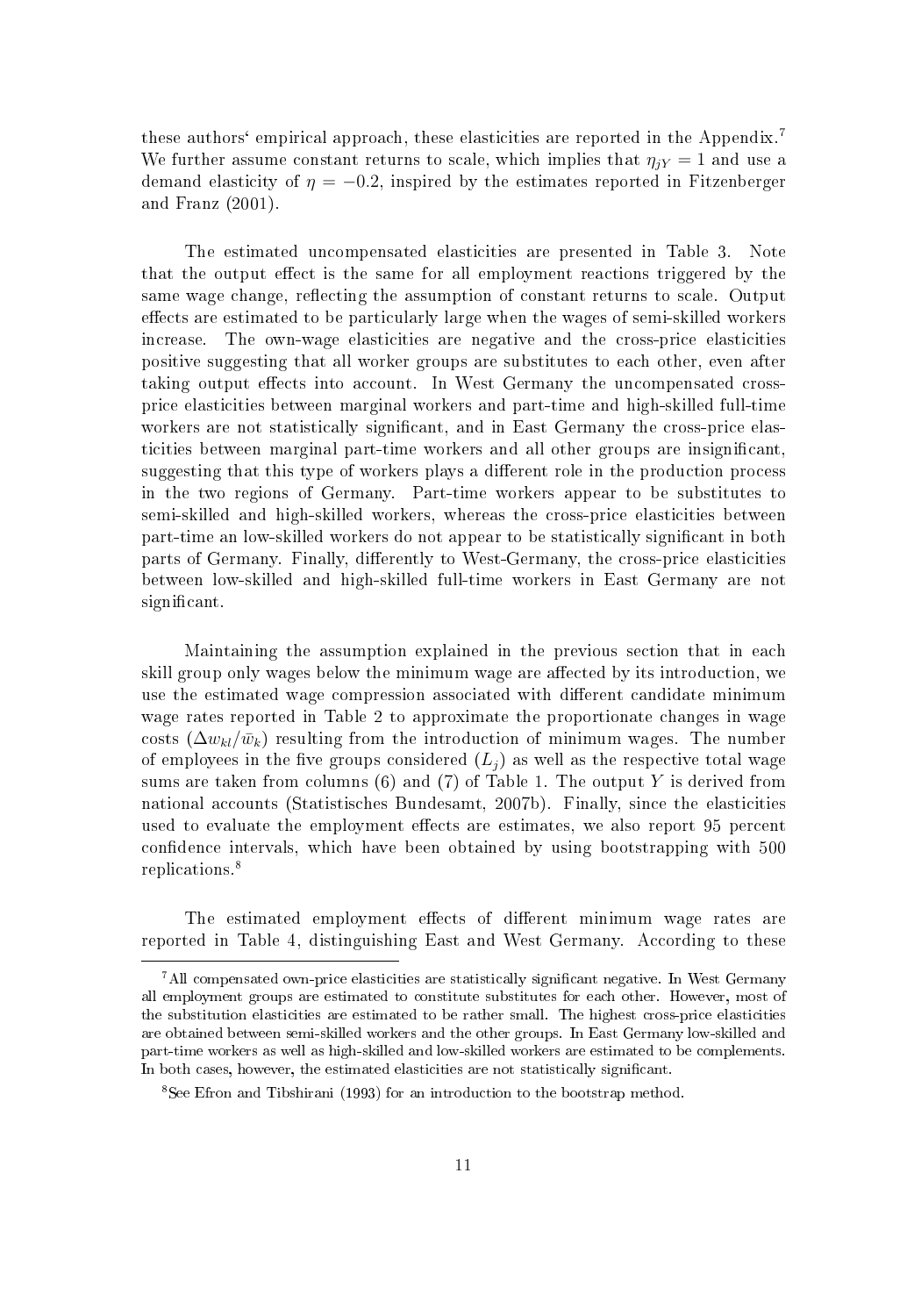these authors' empirical approach, these elasticities are reported in the Appendix.[7] We further assume constant returns to scale, which implies that $\eta_{jY} = 1$ and use a demand elasticity of $\eta = -0.2$, inspired by the estimates reported in Fitzenberger and Franz (2001).

The estimated uncompensated elasticities are presented in Table 3. Note that the output effect is the same for all employment reactions triggered by the same wage change, reflecting the assumption of constant returns to scale. Output effects are estimated to be particularly large when the wages of semi-skilled workers increase. The own-wage elasticities are negative and the cross-price elasticities positive suggesting that all worker groups are substitutes to each other, even after taking output effects into account. In West Germany the uncompensated cross-price elasticities between marginal workers and part-time and high-skilled full-time workers are not statistically significant, and in East Germany the cross-price elasticities between marginal part-time workers and all other groups are insignificant, suggesting that this type of workers plays a different role in the production process in the two regions of Germany. Part-time workers appear to be substitutes to semi-skilled and high-skilled workers, whereas the cross-price elasticities between part-time an low-skilled workers do not appear to be statistically significant in both parts of Germany. Finally, differently to West-Germany, the cross-price elasticities between low-skilled and high-skilled full-time workers in East Germany are not significant.

Maintaining the assumption explained in the previous section that in each skill group only wages below the minimum wage are affected by its introduction, we use the estimated wage compression associated with different candidate minimum wage rates reported in Table 2 to approximate the proportionate changes in wage costs ($\Delta w_{kl}/\bar{w}_k$) resulting from the introduction of minimum wages. The number of employees in the five groups considered ($L_j$) as well as the respective total wage sums are taken from columns (6) and (7) of Table 1. The output $Y$ is derived from national accounts (Statistisches Bundesamt, 2007b). Finally, since the elasticities used to evaluate the employment effects are estimates, we also report 95 percent confidence intervals, which have been obtained by using bootstrapping with 500 replications.[8]

The estimated employment effects of different minimum wage rates are reported in Table 4, distinguishing East and West Germany. According to these

[7] All compensated own-price elasticities are statistically significant negative. In West Germany all employment groups are estimated to constitute substitutes for each other. However, most of the substitution elasticities are estimated to be rather small. The highest cross-price elasticities are obtained between semi-skilled workers and the other groups. In East Germany low-skilled and part-time workers as well as high-skilled and low-skilled workers are estimated to be complements. In both cases, however, the estimated elasticities are not statistically significant.

[8] See Efron and Tibshirani (1993) for an introduction to the bootstrap method.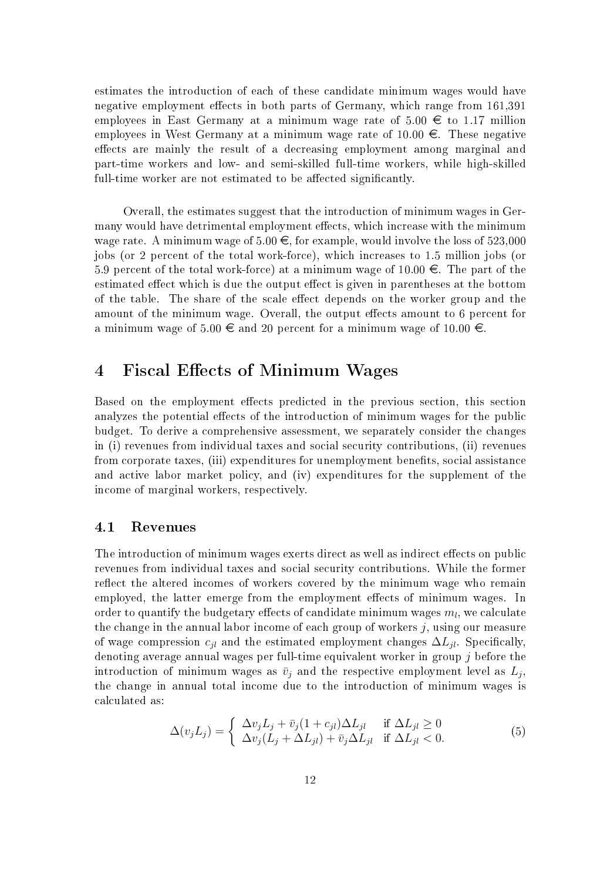estimates the introduction of each of these candidate minimum wages would have negative employment effects in both parts of Germany, which range from 161,391 employees in East Germany at a minimum wage rate of 5.00 € to 1.17 million employees in West Germany at a minimum wage rate of 10.00 €. These negative effects are mainly the result of a decreasing employment among marginal and part-time workers and low- and semi-skilled full-time workers, while high-skilled full-time worker are not estimated to be affected significantly.

Overall, the estimates suggest that the introduction of minimum wages in Germany would have detrimental employment effects, which increase with the minimum wage rate. A minimum wage of 5.00 €, for example, would involve the loss of 523,000 jobs (or 2 percent of the total work-force), which increases to 1.5 million jobs (or 5.9 percent of the total work-force) at a minimum wage of 10.00 €. The part of the estimated effect which is due the output effect is given in parentheses at the bottom of the table. The share of the scale effect depends on the worker group and the amount of the minimum wage. Overall, the output effects amount to 6 percent for a minimum wage of 5.00 € and 20 percent for a minimum wage of 10.00 €.

# 4 Fiscal Effects of Minimum Wages

Based on the employment effects predicted in the previous section, this section analyzes the potential effects of the introduction of minimum wages for the public budget. To derive a comprehensive assessment, we separately consider the changes in (i) revenues from individual taxes and social security contributions, (ii) revenues from corporate taxes, (iii) expenditures for unemployment benefits, social assistance and active labor market policy, and (iv) expenditures for the supplement of the income of marginal workers, respectively.

## 4.1 Revenues

The introduction of minimum wages exerts direct as well as indirect effects on public revenues from individual taxes and social security contributions. While the former reflect the altered incomes of workers covered by the minimum wage who remain employed, the latter emerge from the employment effects of minimum wages. In order to quantify the budgetary effects of candidate minimum wages $m_l$, we calculate the change in the annual labor income of each group of workers $j$, using our measure of wage compression $c_{jl}$ and the estimated employment changes $\Delta L_{jl}$. Specifically, denoting average annual wages per full-time equivalent worker in group $j$ before the introduction of minimum wages as $\bar{v}_j$ and the respective employment level as $L_j$, the change in annual total income due to the introduction of minimum wages is calculated as:

$$\Delta(v_j L_j) = \begin{cases} \Delta v_j L_j + \bar{v}_j(1 + c_{jl})\Delta L_{jl} & \text{if } \Delta L_{jl} \geq 0 \\ \Delta v_j (L_j + \Delta L_{jl}) + \bar{v}_j \Delta L_{jl} & \text{if } \Delta L_{jl} < 0. \end{cases} \tag{5}$$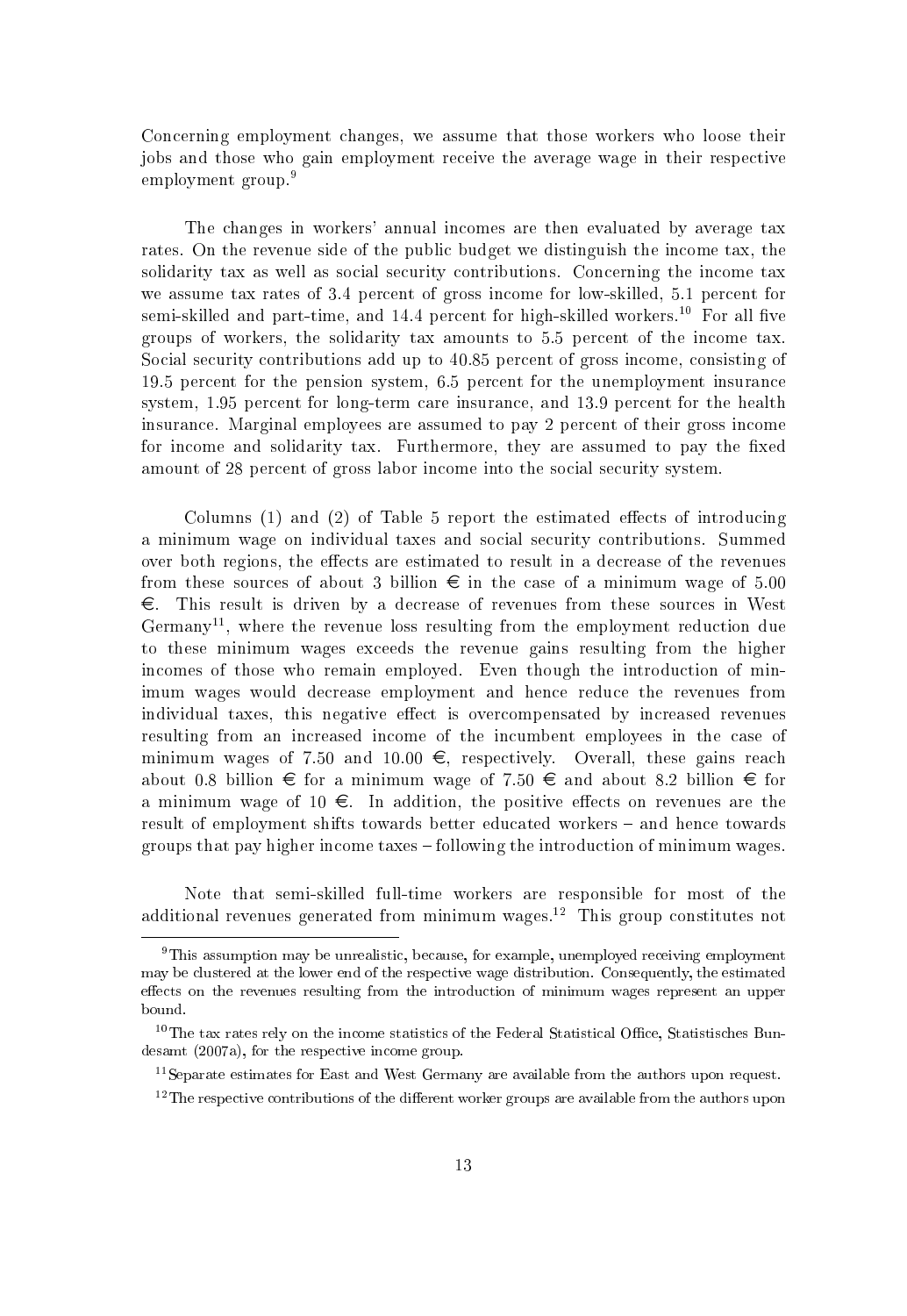Concerning employment changes, we assume that those workers who loose their jobs and those who gain employment receive the average wage in their respective employment group.[9]

The changes in workers' annual incomes are then evaluated by average tax rates. On the revenue side of the public budget we distinguish the income tax, the solidarity tax as well as social security contributions. Concerning the income tax we assume tax rates of 3.4 percent of gross income for low-skilled, 5.1 percent for semi-skilled and part-time, and 14.4 percent for high-skilled workers.[10] For all five groups of workers, the solidarity tax amounts to 5.5 percent of the income tax. Social security contributions add up to 40.85 percent of gross income, consisting of 19.5 percent for the pension system, 6.5 percent for the unemployment insurance system, 1.95 percent for long-term care insurance, and 13.9 percent for the health insurance. Marginal employees are assumed to pay 2 percent of their gross income for income and solidarity tax. Furthermore, they are assumed to pay the fixed amount of 28 percent of gross labor income into the social security system.

Columns (1) and (2) of Table 5 report the estimated effects of introducing a minimum wage on individual taxes and social security contributions. Summed over both regions, the effects are estimated to result in a decrease of the revenues from these sources of about 3 billion € in the case of a minimum wage of 5.00 €. This result is driven by a decrease of revenues from these sources in West Germany[11], where the revenue loss resulting from the employment reduction due to these minimum wages exceeds the revenue gains resulting from the higher incomes of those who remain employed. Even though the introduction of minimum wages would decrease employment and hence reduce the revenues from individual taxes, this negative effect is overcompensated by increased revenues resulting from an increased income of the incumbent employees in the case of minimum wages of 7.50 and 10.00 €, respectively. Overall, these gains reach about 0.8 billion € for a minimum wage of 7.50 € and about 8.2 billion € for a minimum wage of 10 €. In addition, the positive effects on revenues are the result of employment shifts towards better educated workers – and hence towards groups that pay higher income taxes – following the introduction of minimum wages.

Note that semi-skilled full-time workers are responsible for most of the additional revenues generated from minimum wages.[12] This group constitutes not

[9] This assumption may be unrealistic, because, for example, unemployed receiving employment may be clustered at the lower end of the respective wage distribution. Consequently, the estimated effects on the revenues resulting from the introduction of minimum wages represent an upper bound.

[10] The tax rates rely on the income statistics of the Federal Statistical Office, Statistisches Bundesamt (2007a), for the respective income group.

[11] Separate estimates for East and West Germany are available from the authors upon request.

[12] The respective contributions of the different worker groups are available from the authors upon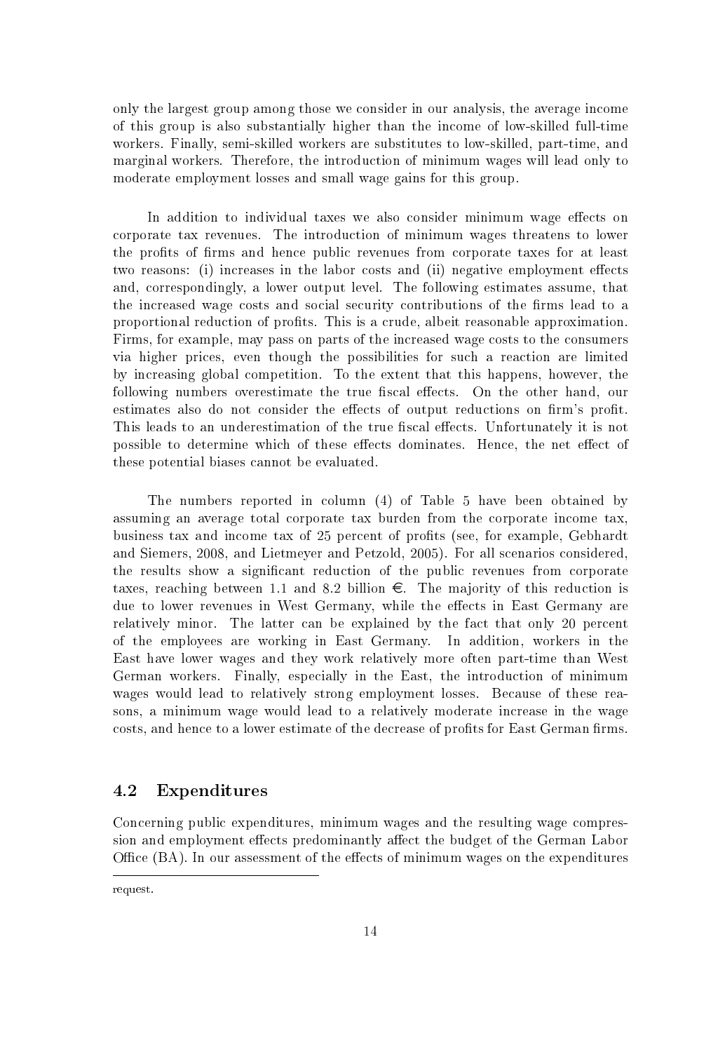only the largest group among those we consider in our analysis, the average income of this group is also substantially higher than the income of low-skilled full-time workers. Finally, semi-skilled workers are substitutes to low-skilled, part-time, and marginal workers. Therefore, the introduction of minimum wages will lead only to moderate employment losses and small wage gains for this group.

In addition to individual taxes we also consider minimum wage effects on corporate tax revenues. The introduction of minimum wages threatens to lower the profits of firms and hence public revenues from corporate taxes for at least two reasons: (i) increases in the labor costs and (ii) negative employment effects and, correspondingly, a lower output level. The following estimates assume, that the increased wage costs and social security contributions of the firms lead to a proportional reduction of profits. This is a crude, albeit reasonable approximation. Firms, for example, may pass on parts of the increased wage costs to the consumers via higher prices, even though the possibilities for such a reaction are limited by increasing global competition. To the extent that this happens, however, the following numbers overestimate the true fiscal effects. On the other hand, our estimates also do not consider the effects of output reductions on firm's profit. This leads to an underestimation of the true fiscal effects. Unfortunately it is not possible to determine which of these effects dominates. Hence, the net effect of these potential biases cannot be evaluated.

The numbers reported in column (4) of Table 5 have been obtained by assuming an average total corporate tax burden from the corporate income tax, business tax and income tax of 25 percent of profits (see, for example, Gebhardt and Siemers, 2008, and Lietmeyer and Petzold, 2005). For all scenarios considered, the results show a significant reduction of the public revenues from corporate taxes, reaching between 1.1 and 8.2 billion €. The majority of this reduction is due to lower revenues in West Germany, while the effects in East Germany are relatively minor. The latter can be explained by the fact that only 20 percent of the employees are working in East Germany. In addition, workers in the East have lower wages and they work relatively more often part-time than West German workers. Finally, especially in the East, the introduction of minimum wages would lead to relatively strong employment losses. Because of these reasons, a minimum wage would lead to a relatively moderate increase in the wage costs, and hence to a lower estimate of the decrease of profits for East German firms.

## 4.2 Expenditures

Concerning public expenditures, minimum wages and the resulting wage compression and employment effects predominantly affect the budget of the German Labor Office (BA). In our assessment of the effects of minimum wages on the expenditures

request.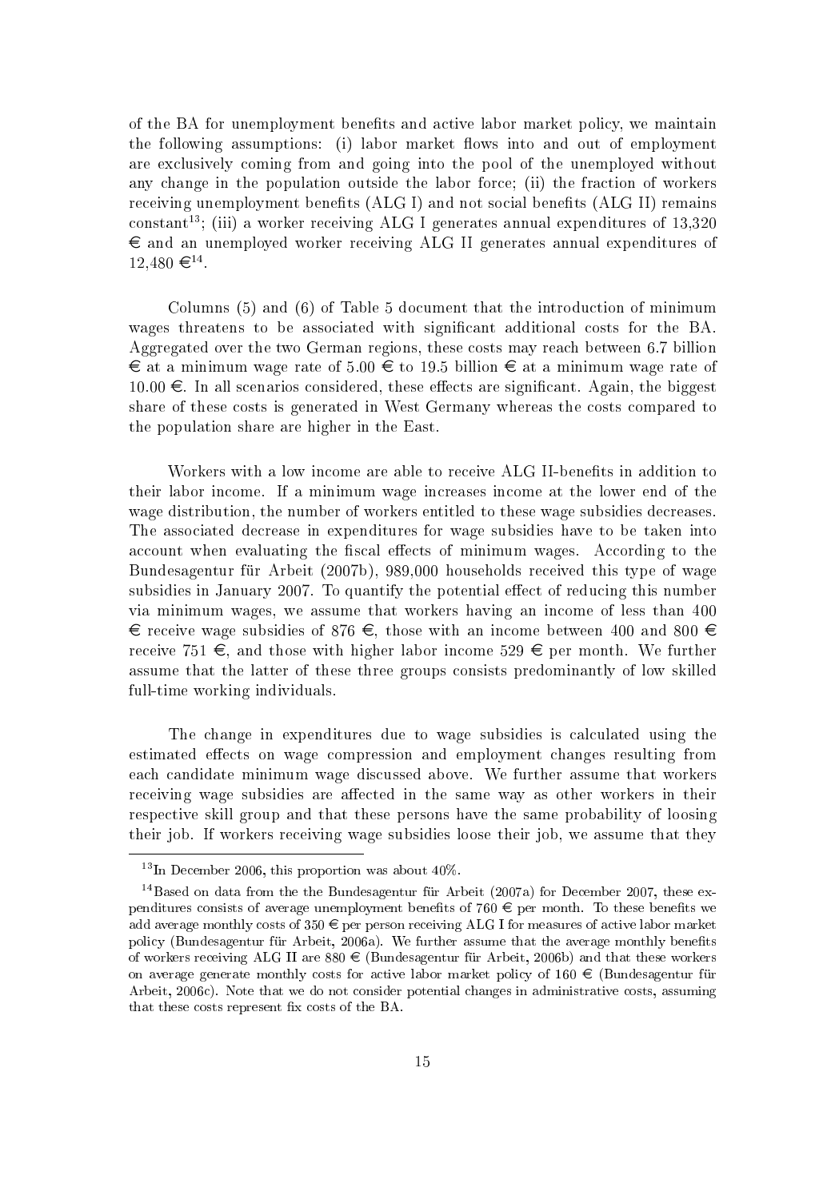of the BA for unemployment benefits and active labor market policy, we maintain the following assumptions: (i) labor market flows into and out of employment are exclusively coming from and going into the pool of the unemployed without any change in the population outside the labor force; (ii) the fraction of workers receiving unemployment benefits (ALG I) and not social benefits (ALG II) remains constant[13]; (iii) a worker receiving ALG I generates annual expenditures of 13,320 € and an unemployed worker receiving ALG II generates annual expenditures of 12,480 €[14].

Columns (5) and (6) of Table 5 document that the introduction of minimum wages threatens to be associated with significant additional costs for the BA. Aggregated over the two German regions, these costs may reach between 6.7 billion € at a minimum wage rate of 5.00 € to 19.5 billion € at a minimum wage rate of 10.00 €. In all scenarios considered, these effects are significant. Again, the biggest share of these costs is generated in West Germany whereas the costs compared to the population share are higher in the East.

Workers with a low income are able to receive ALG II-benefits in addition to their labor income. If a minimum wage increases income at the lower end of the wage distribution, the number of workers entitled to these wage subsidies decreases. The associated decrease in expenditures for wage subsidies have to be taken into account when evaluating the fiscal effects of minimum wages. According to the Bundesagentur für Arbeit (2007b), 989,000 households received this type of wage subsidies in January 2007. To quantify the potential effect of reducing this number via minimum wages, we assume that workers having an income of less than 400 € receive wage subsidies of 876 €, those with an income between 400 and 800 € receive 751 €, and those with higher labor income 529 € per month. We further assume that the latter of these three groups consists predominantly of low skilled full-time working individuals.

The change in expenditures due to wage subsidies is calculated using the estimated effects on wage compression and employment changes resulting from each candidate minimum wage discussed above. We further assume that workers receiving wage subsidies are affected in the same way as other workers in their respective skill group and that these persons have the same probability of loosing their job. If workers receiving wage subsidies loose their job, we assume that they

[13] In December 2006, this proportion was about 40%.

[14] Based on data from the the Bundesagentur für Arbeit (2007a) for December 2007, these expenditures consists of average unemployment benefits of 760 € per month. To these benefits we add average monthly costs of 350 € per person receiving ALG I for measures of active labor market policy (Bundesagentur für Arbeit, 2006a). We further assume that the average monthly benefits of workers receiving ALG II are 880 € (Bundesagentur für Arbeit, 2006b) and that these workers on average generate monthly costs for active labor market policy of 160 € (Bundesagentur für Arbeit, 2006c). Note that we do not consider potential changes in administrative costs, assuming that these costs represent fix costs of the BA.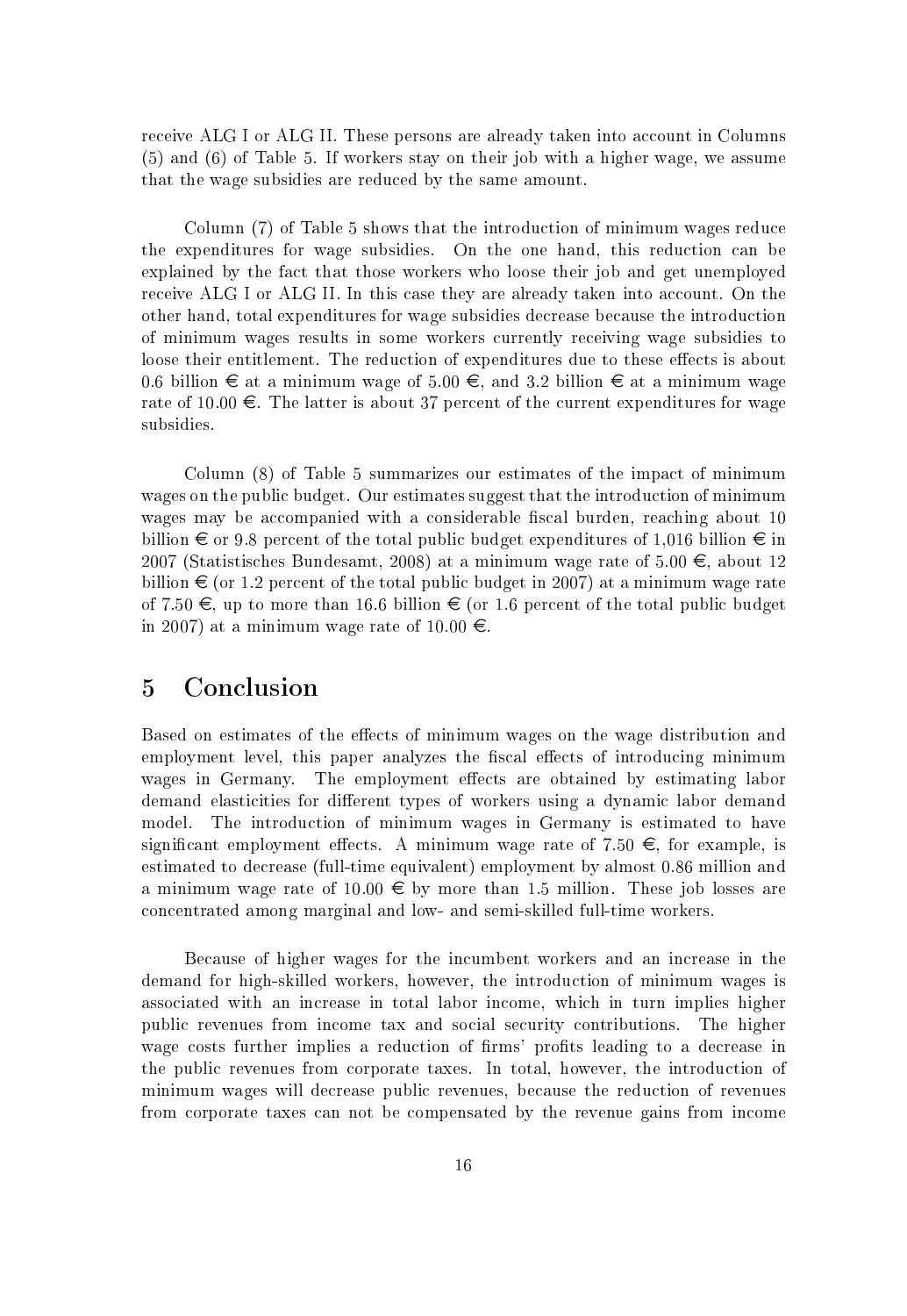receive ALG I or ALG II. These persons are already taken into account in Columns (5) and (6) of Table 5. If workers stay on their job with a higher wage, we assume that the wage subsidies are reduced by the same amount.

Column (7) of Table 5 shows that the introduction of minimum wages reduce the expenditures for wage subsidies. On the one hand, this reduction can be explained by the fact that those workers who loose their job and get unemployed receive ALG I or ALG II. In this case they are already taken into account. On the other hand, total expenditures for wage subsidies decrease because the introduction of minimum wages results in some workers currently receiving wage subsidies to loose their entitlement. The reduction of expenditures due to these effects is about 0.6 billion € at a minimum wage of 5.00 €, and 3.2 billion € at a minimum wage rate of 10.00 €. The latter is about 37 percent of the current expenditures for wage subsidies.

Column (8) of Table 5 summarizes our estimates of the impact of minimum wages on the public budget. Our estimates suggest that the introduction of minimum wages may be accompanied with a considerable fiscal burden, reaching about 10 billion € or 9.8 percent of the total public budget expenditures of 1,016 billion € in 2007 (Statistisches Bundesamt, 2008) at a minimum wage rate of 5.00 €, about 12 billion € (or 1.2 percent of the total public budget in 2007) at a minimum wage rate of 7.50 €, up to more than 16.6 billion € (or 1.6 percent of the total public budget in 2007) at a minimum wage rate of 10.00 €.

# 5 Conclusion

Based on estimates of the effects of minimum wages on the wage distribution and employment level, this paper analyzes the fiscal effects of introducing minimum wages in Germany. The employment effects are obtained by estimating labor demand elasticities for different types of workers using a dynamic labor demand model. The introduction of minimum wages in Germany is estimated to have significant employment effects. A minimum wage rate of 7.50 €, for example, is estimated to decrease (full-time equivalent) employment by almost 0.86 million and a minimum wage rate of 10.00 € by more than 1.5 million. These job losses are concentrated among marginal and low- and semi-skilled full-time workers.

Because of higher wages for the incumbent workers and an increase in the demand for high-skilled workers, however, the introduction of minimum wages is associated with an increase in total labor income, which in turn implies higher public revenues from income tax and social security contributions. The higher wage costs further implies a reduction of firms' profits leading to a decrease in the public revenues from corporate taxes. In total, however, the introduction of minimum wages will decrease public revenues, because the reduction of revenues from corporate taxes can not be compensated by the revenue gains from income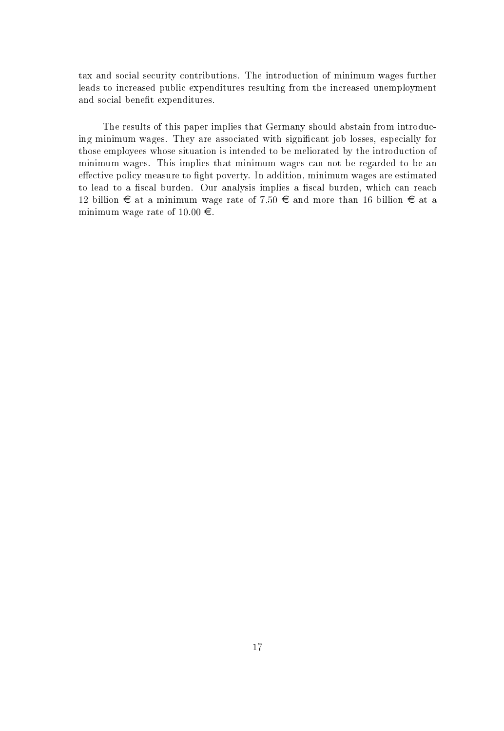tax and social security contributions. The introduction of minimum wages further leads to increased public expenditures resulting from the increased unemployment and social benefit expenditures.

The results of this paper implies that Germany should abstain from introducing minimum wages. They are associated with significant job losses, especially for those employees whose situation is intended to be meliorated by the introduction of minimum wages. This implies that minimum wages can not be regarded to be an effective policy measure to fight poverty. In addition, minimum wages are estimated to lead to a fiscal burden. Our analysis implies a fiscal burden, which can reach 12 billion € at a minimum wage rate of 7.50 € and more than 16 billion € at a minimum wage rate of 10.00 €.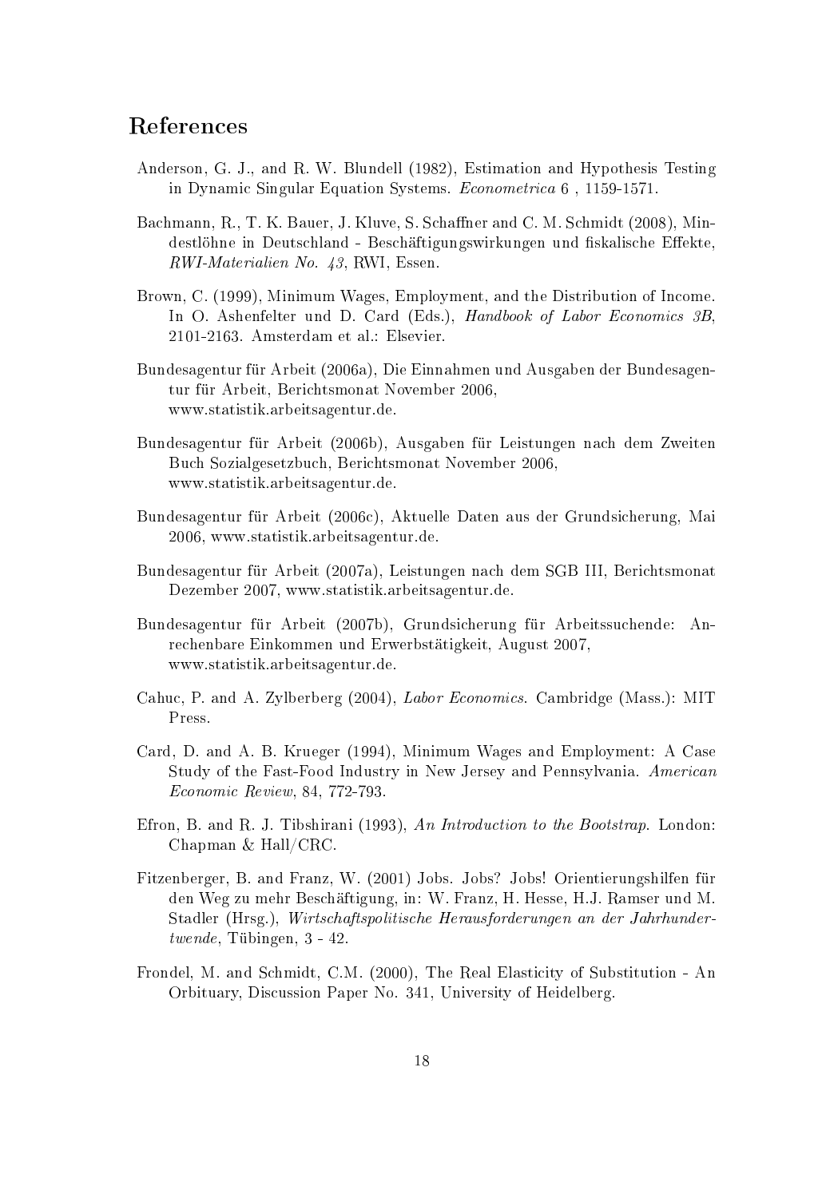## References

Anderson, G. J., and R. W. Blundell (1982), Estimation and Hypothesis Testing in Dynamic Singular Equation Systems. *Econometrica* 6 , 1159-1571.

Bachmann, R., T. K. Bauer, J. Kluve, S. Schaffner and C. M. Schmidt (2008), Mindestlöhne in Deutschland - Beschäftigungswirkungen und fiskalische Effekte, *RWI-Materialien No. 43*, RWI, Essen.

Brown, C. (1999), Minimum Wages, Employment, and the Distribution of Income. In O. Ashenfelter und D. Card (Eds.), *Handbook of Labor Economics 3B*, 2101-2163. Amsterdam et al.: Elsevier.

Bundesagentur für Arbeit (2006a), Die Einnahmen und Ausgaben der Bundesagentur für Arbeit, Berichtsmonat November 2006, www.statistik.arbeitsagentur.de.

Bundesagentur für Arbeit (2006b), Ausgaben für Leistungen nach dem Zweiten Buch Sozialgesetzbuch, Berichtsmonat November 2006, www.statistik.arbeitsagentur.de.

Bundesagentur für Arbeit (2006c), Aktuelle Daten aus der Grundsicherung, Mai 2006, www.statistik.arbeitsagentur.de.

Bundesagentur für Arbeit (2007a), Leistungen nach dem SGB III, Berichtsmonat Dezember 2007, www.statistik.arbeitsagentur.de.

Bundesagentur für Arbeit (2007b), Grundsicherung für Arbeitssuchende: Anrechenbare Einkommen und Erwerbstätigkeit, August 2007, www.statistik.arbeitsagentur.de.

Cahuc, P. and A. Zylberberg (2004), *Labor Economics*. Cambridge (Mass.): MIT Press.

Card, D. and A. B. Krueger (1994), Minimum Wages and Employment: A Case Study of the Fast-Food Industry in New Jersey and Pennsylvania. *American Economic Review*, 84, 772-793.

Efron, B. and R. J. Tibshirani (1993), *An Introduction to the Bootstrap*. London: Chapman & Hall/CRC.

Fitzenberger, B. and Franz, W. (2001) Jobs. Jobs? Jobs! Orientierungshilfen für den Weg zu mehr Beschäftigung, in: W. Franz, H. Hesse, H.J. Ramser und M. Stadler (Hrsg.), *Wirtschaftspolitische Herausforderungen an der Jahrhundertwende*, Tübingen, 3 - 42.

Frondel, M. and Schmidt, C.M. (2000), The Real Elasticity of Substitution - An Orbituary, Discussion Paper No. 341, University of Heidelberg.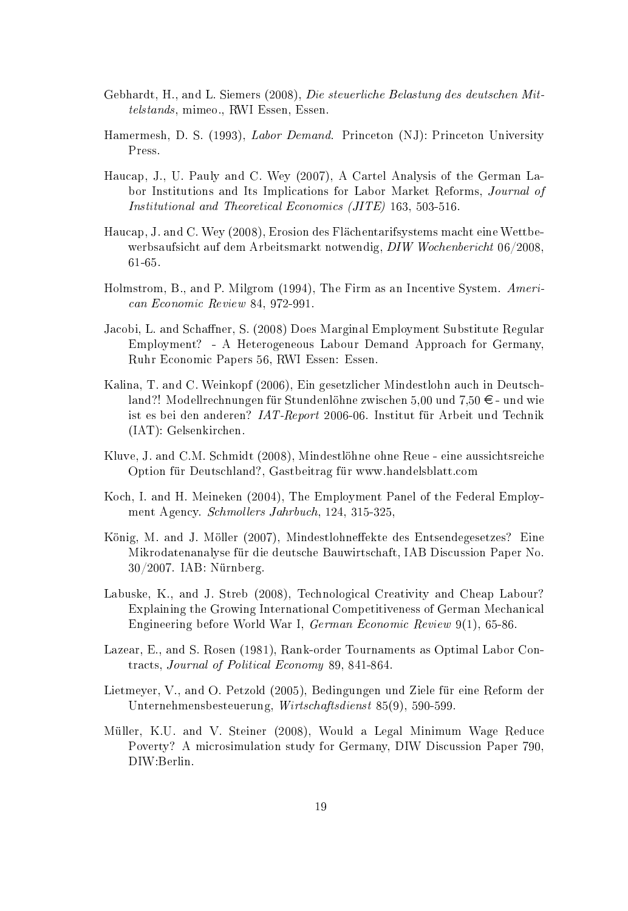Gebhardt, H., and L. Siemers (2008), *Die steuerliche Belastung des deutschen Mittelstands*, mimeo., RWI Essen, Essen.

Hamermesh, D. S. (1993), *Labor Demand*. Princeton (NJ): Princeton University Press.

Haucap, J., U. Pauly and C. Wey (2007), A Cartel Analysis of the German Labor Institutions and Its Implications for Labor Market Reforms, *Journal of Institutional and Theoretical Economics (JITE)* 163, 503-516.

Haucap, J. and C. Wey (2008), Erosion des Flächentarifsystems macht eine Wettbewerbsaufsicht auf dem Arbeitsmarkt notwendig, *DIW Wochenbericht* 06/2008, 61-65.

Holmstrom, B., and P. Milgrom (1994), The Firm as an Incentive System. *American Economic Review* 84, 972-991.

Jacobi, L. and Schaffner, S. (2008) Does Marginal Employment Substitute Regular Employment? - A Heterogeneous Labour Demand Approach for Germany, Ruhr Economic Papers 56, RWI Essen: Essen.

Kalina, T. and C. Weinkopf (2006), Ein gesetzlicher Mindestlohn auch in Deutschland?! Modellrechnungen für Stundenlöhne zwischen 5,00 und 7,50 € - und wie ist es bei den anderen? *IAT-Report* 2006-06. Institut für Arbeit und Technik (IAT): Gelsenkirchen.

Kluve, J. and C.M. Schmidt (2008), Mindestlöhne ohne Reue - eine aussichtsreiche Option für Deutschland?, Gastbeitrag für www.handelsblatt.com

Koch, I. and H. Meineken (2004), The Employment Panel of the Federal Employment Agency. *Schmollers Jahrbuch*, 124, 315-325,

König, M. and J. Möller (2007), Mindestlohneffekte des Entsendegesetzes? Eine Mikrodatenanalyse für die deutsche Bauwirtschaft, IAB Discussion Paper No. 30/2007. IAB: Nürnberg.

Labuske, K., and J. Streb (2008), Technological Creativity and Cheap Labour? Explaining the Growing International Competitiveness of German Mechanical Engineering before World War I, *German Economic Review* 9(1), 65-86.

Lazear, E., and S. Rosen (1981), Rank-order Tournaments as Optimal Labor Contracts, *Journal of Political Economy* 89, 841-864.

Lietmeyer, V., and O. Petzold (2005), Bedingungen und Ziele für eine Reform der Unternehmensbesteuerung, *Wirtschaftsdienst* 85(9), 590-599.

Müller, K.U. and V. Steiner (2008), Would a Legal Minimum Wage Reduce Poverty? A microsimulation study for Germany, DIW Discussion Paper 790, DIW:Berlin.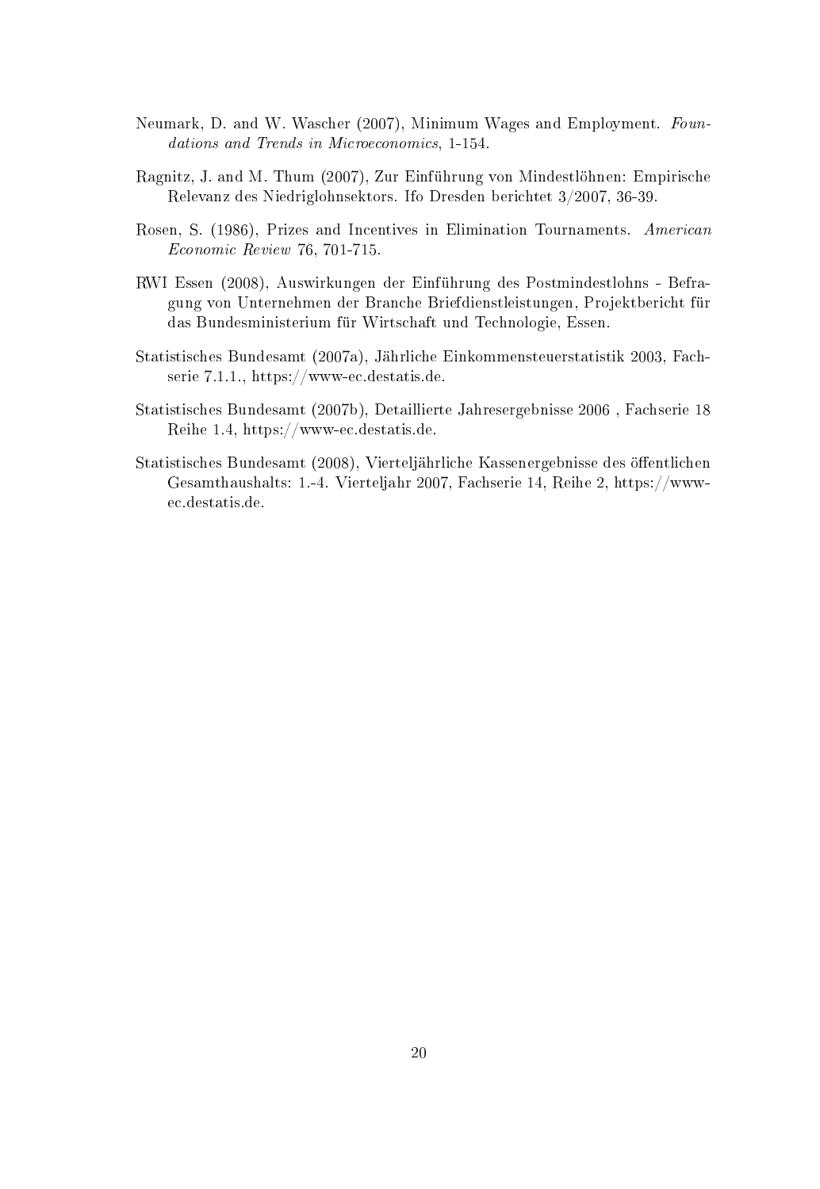Neumark, D. and W. Wascher (2007), Minimum Wages and Employment. *Foundations and Trends in Microeconomics*, 1-154.

Ragnitz, J. and M. Thum (2007), Zur Einführung von Mindestlöhnen: Empirische Relevanz des Niedriglohnsektors. Ifo Dresden berichtet 3/2007, 36-39.

Rosen, S. (1986), Prizes and Incentives in Elimination Tournaments. *American Economic Review* 76, 701-715.

RWI Essen (2008), Auswirkungen der Einführung des Postmindestlohns - Befragung von Unternehmen der Branche Briefdienstleistungen, Projektbericht für das Bundesministerium für Wirtschaft und Technologie, Essen.

Statistisches Bundesamt (2007a), Jährliche Einkommensteuerstatistik 2003, Fachserie 7.1.1., https://www-ec.destatis.de.

Statistisches Bundesamt (2007b), Detaillierte Jahresergebnisse 2006 , Fachserie 18 Reihe 1.4, https://www-ec.destatis.de.

Statistisches Bundesamt (2008), Vierteljährliche Kassenergebnisse des öffentlichen Gesamthaushalts: 1.-4. Vierteljahr 2007, Fachserie 14, Reihe 2, https://www-ec.destatis.de.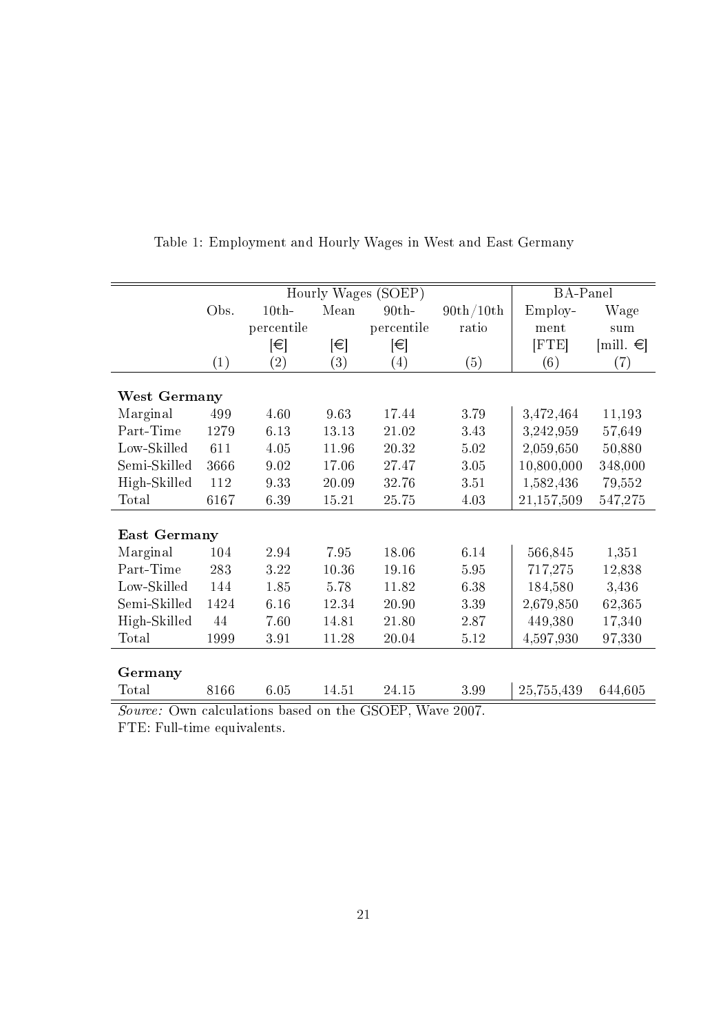Table 1: Employment and Hourly Wages in West and East Germany

| | Hourly Wages (SOEP) | | | | | BA-Panel | |
|---|---|---|---|---|---|---|---|
| | Obs. | 10th-percentile [€] | Mean [€] | 90th-percentile [€] | 90th/10th ratio | Employment [FTE] | Wage sum [mill. €] |
| | (1) | (2) | (3) | (4) | (5) | (6) | (7) |
| **West Germany** | | | | | | | |
| Marginal | 499 | 4.60 | 9.63 | 17.44 | 3.79 | 3,472,464 | 11,193 |
| Part-Time | 1279 | 6.13 | 13.13 | 21.02 | 3.43 | 3,242,959 | 57,649 |
| Low-Skilled | 611 | 4.05 | 11.96 | 20.32 | 5.02 | 2,059,650 | 50,880 |
| Semi-Skilled | 3666 | 9.02 | 17.06 | 27.47 | 3.05 | 10,800,000 | 348,000 |
| High-Skilled | 112 | 9.33 | 20.09 | 32.76 | 3.51 | 1,582,436 | 79,552 |
| Total | 6167 | 6.39 | 15.21 | 25.75 | 4.03 | 21,157,509 | 547,275 |
| **East Germany** | | | | | | | |
| Marginal | 104 | 2.94 | 7.95 | 18.06 | 6.14 | 566,845 | 1,351 |
| Part-Time | 283 | 3.22 | 10.36 | 19.16 | 5.95 | 717,275 | 12,838 |
| Low-Skilled | 144 | 1.85 | 5.78 | 11.82 | 6.38 | 184,580 | 3,436 |
| Semi-Skilled | 1424 | 6.16 | 12.34 | 20.90 | 3.39 | 2,679,850 | 62,365 |
| High-Skilled | 44 | 7.60 | 14.81 | 21.80 | 2.87 | 449,380 | 17,340 |
| Total | 1999 | 3.91 | 11.28 | 20.04 | 5.12 | 4,597,930 | 97,330 |
| **Germany** | | | | | | | |
| Total | 8166 | 6.05 | 14.51 | 24.15 | 3.99 | 25,755,439 | 644,605 |

*Source:* Own calculations based on the GSOEP, Wave 2007.
FTE: Full-time equivalents.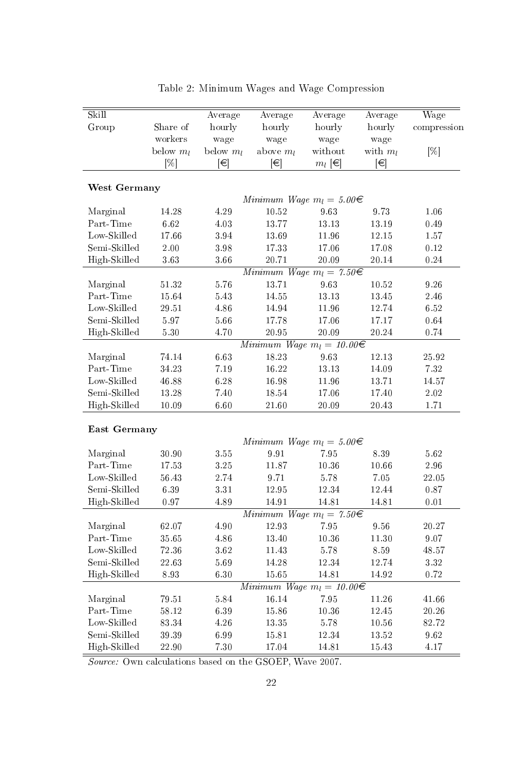Table 2: Minimum Wages and Wage Compression

| Skill Group | Share of workers below $m_l$ [%] | Average hourly wage below $m_l$ [€] | Average hourly wage above $m_l$ [€] | Average hourly wage without $m_l$ [€] | Average hourly wage with $m_l$ [€] | Wage compression [%] |
|---|---|---|---|---|---|---|
| **West Germany** | | | | | | |
| | | | *Minimum Wage $m_l$ = 5.00€* | | | |
| Marginal | 14.28 | 4.29 | 10.52 | 9.63 | 9.73 | 1.06 |
| Part-Time | 6.62 | 4.03 | 13.77 | 13.13 | 13.19 | 0.49 |
| Low-Skilled | 17.66 | 3.94 | 13.69 | 11.96 | 12.15 | 1.57 |
| Semi-Skilled | 2.00 | 3.98 | 17.33 | 17.06 | 17.08 | 0.12 |
| High-Skilled | 3.63 | 3.66 | 20.71 | 20.09 | 20.14 | 0.24 |
| | | | *Minimum Wage $m_l$ = 7.50€* | | | |
| Marginal | 51.32 | 5.76 | 13.71 | 9.63 | 10.52 | 9.26 |
| Part-Time | 15.64 | 5.43 | 14.55 | 13.13 | 13.45 | 2.46 |
| Low-Skilled | 29.51 | 4.86 | 14.94 | 11.96 | 12.74 | 6.52 |
| Semi-Skilled | 5.97 | 5.66 | 17.78 | 17.06 | 17.17 | 0.64 |
| High-Skilled | 5.30 | 4.70 | 20.95 | 20.09 | 20.24 | 0.74 |
| | | | *Minimum Wage $m_l$ = 10.00€* | | | |
| Marginal | 74.14 | 6.63 | 18.23 | 9.63 | 12.13 | 25.92 |
| Part-Time | 34.23 | 7.19 | 16.22 | 13.13 | 14.09 | 7.32 |
| Low-Skilled | 46.88 | 6.28 | 16.98 | 11.96 | 13.71 | 14.57 |
| Semi-Skilled | 13.28 | 7.40 | 18.54 | 17.06 | 17.40 | 2.02 |
| High-Skilled | 10.09 | 6.60 | 21.60 | 20.09 | 20.43 | 1.71 |
| **East Germany** | | | | | | |
| | | | *Minimum Wage $m_l$ = 5.00€* | | | |
| Marginal | 30.90 | 3.55 | 9.91 | 7.95 | 8.39 | 5.62 |
| Part-Time | 17.53 | 3.25 | 11.87 | 10.36 | 10.66 | 2.96 |
| Low-Skilled | 56.43 | 2.74 | 9.71 | 5.78 | 7.05 | 22.05 |
| Semi-Skilled | 6.39 | 3.31 | 12.95 | 12.34 | 12.44 | 0.87 |
| High-Skilled | 0.97 | 4.89 | 14.91 | 14.81 | 14.81 | 0.01 |
| | | | *Minimum Wage $m_l$ = 7.50€* | | | |
| Marginal | 62.07 | 4.90 | 12.93 | 7.95 | 9.56 | 20.27 |
| Part-Time | 35.65 | 4.86 | 13.40 | 10.36 | 11.30 | 9.07 |
| Low-Skilled | 72.36 | 3.62 | 11.43 | 5.78 | 8.59 | 48.57 |
| Semi-Skilled | 22.63 | 5.69 | 14.28 | 12.34 | 12.74 | 3.32 |
| High-Skilled | 8.93 | 6.30 | 15.65 | 14.81 | 14.92 | 0.72 |
| | | | *Minimum Wage $m_l$ = 10.00€* | | | |
| Marginal | 79.51 | 5.84 | 16.14 | 7.95 | 11.26 | 41.66 |
| Part-Time | 58.12 | 6.39 | 15.86 | 10.36 | 12.45 | 20.26 |
| Low-Skilled | 83.34 | 4.26 | 13.35 | 5.78 | 10.56 | 82.72 |
| Semi-Skilled | 39.39 | 6.99 | 15.81 | 12.34 | 13.52 | 9.62 |
| High-Skilled | 22.90 | 7.30 | 17.04 | 14.81 | 15.43 | 4.17 |

*Source:* Own calculations based on the GSOEP, Wave 2007.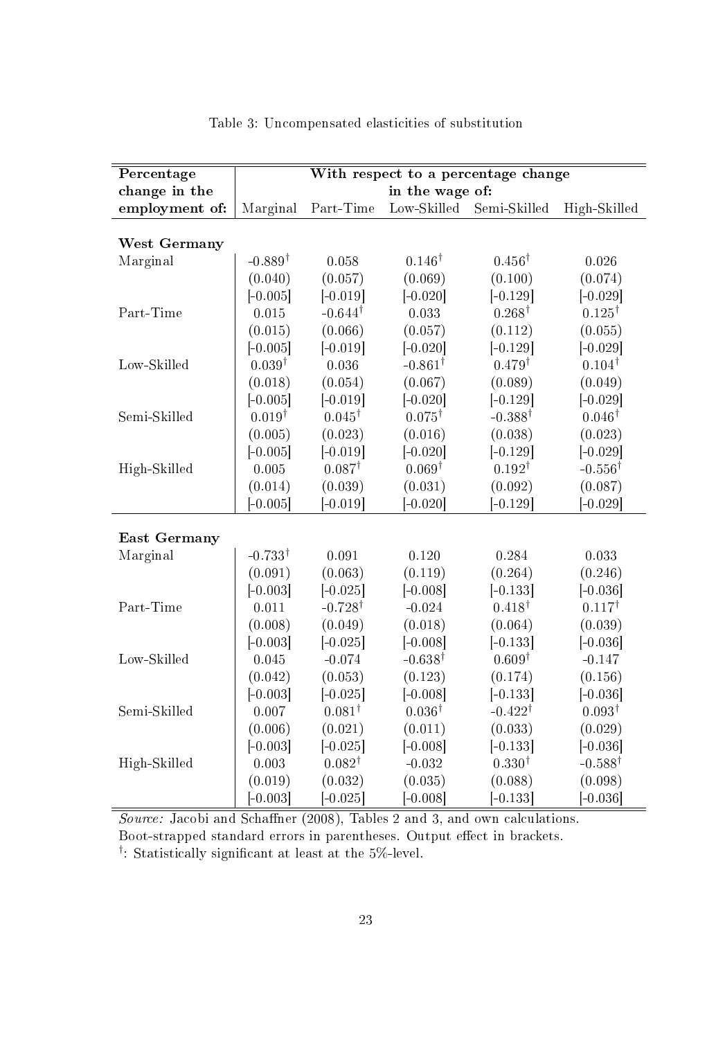Table 3: Uncompensated elasticities of substitution

| **Percentage change in the employment of:** | **With respect to a percentage change in the wage of:** | | | | |
|---|---|---|---|---|---|
| | Marginal | Part-Time | Low-Skilled | Semi-Skilled | High-Skilled |
| **West Germany** | | | | | |
| Marginal | -0.889† | 0.058 | 0.146† | 0.456† | 0.026 |
| | (0.040) | (0.057) | (0.069) | (0.100) | (0.074) |
| | [-0.005] | [-0.019] | [-0.020] | [-0.129] | [-0.029] |
| Part-Time | 0.015 | -0.644† | 0.033 | 0.268† | 0.125† |
| | (0.015) | (0.066) | (0.057) | (0.112) | (0.055) |
| | [-0.005] | [-0.019] | [-0.020] | [-0.129] | [-0.029] |
| Low-Skilled | 0.039† | 0.036 | -0.861† | 0.479† | 0.104† |
| | (0.018) | (0.054) | (0.067) | (0.089) | (0.049) |
| | [-0.005] | [-0.019] | [-0.020] | [-0.129] | [-0.029] |
| Semi-Skilled | 0.019† | 0.045† | 0.075† | -0.388† | 0.046† |
| | (0.005) | (0.023) | (0.016) | (0.038) | (0.023) |
| | [-0.005] | [-0.019] | [-0.020] | [-0.129] | [-0.029] |
| High-Skilled | 0.005 | 0.087† | 0.069† | 0.192† | -0.556† |
| | (0.014) | (0.039) | (0.031) | (0.092) | (0.087) |
| | [-0.005] | [-0.019] | [-0.020] | [-0.129] | [-0.029] |
| **East Germany** | | | | | |
| Marginal | -0.733† | 0.091 | 0.120 | 0.284 | 0.033 |
| | (0.091) | (0.063) | (0.119) | (0.264) | (0.246) |
| | [-0.003] | [-0.025] | [-0.008] | [-0.133] | [-0.036] |
| Part-Time | 0.011 | -0.728† | -0.024 | 0.418† | 0.117† |
| | (0.008) | (0.049) | (0.018) | (0.064) | (0.039) |
| | [-0.003] | [-0.025] | [-0.008] | [-0.133] | [-0.036] |
| Low-Skilled | 0.045 | -0.074 | -0.638† | 0.609† | -0.147 |
| | (0.042) | (0.053) | (0.123) | (0.174) | (0.156) |
| | [-0.003] | [-0.025] | [-0.008] | [-0.133] | [-0.036] |
| Semi-Skilled | 0.007 | 0.081† | 0.036† | -0.422† | 0.093† |
| | (0.006) | (0.021) | (0.011) | (0.033) | (0.029) |
| | [-0.003] | [-0.025] | [-0.008] | [-0.133] | [-0.036] |
| High-Skilled | 0.003 | 0.082† | -0.032 | 0.330† | -0.588† |
| | (0.019) | (0.032) | (0.035) | (0.088) | (0.098) |
| | [-0.003] | [-0.025] | [-0.008] | [-0.133] | [-0.036] |

*Source:* Jacobi and Schaffner (2008), Tables 2 and 3, and own calculations.
Boot-strapped standard errors in parentheses. Output effect in brackets.
†: Statistically significant at least at the 5%-level.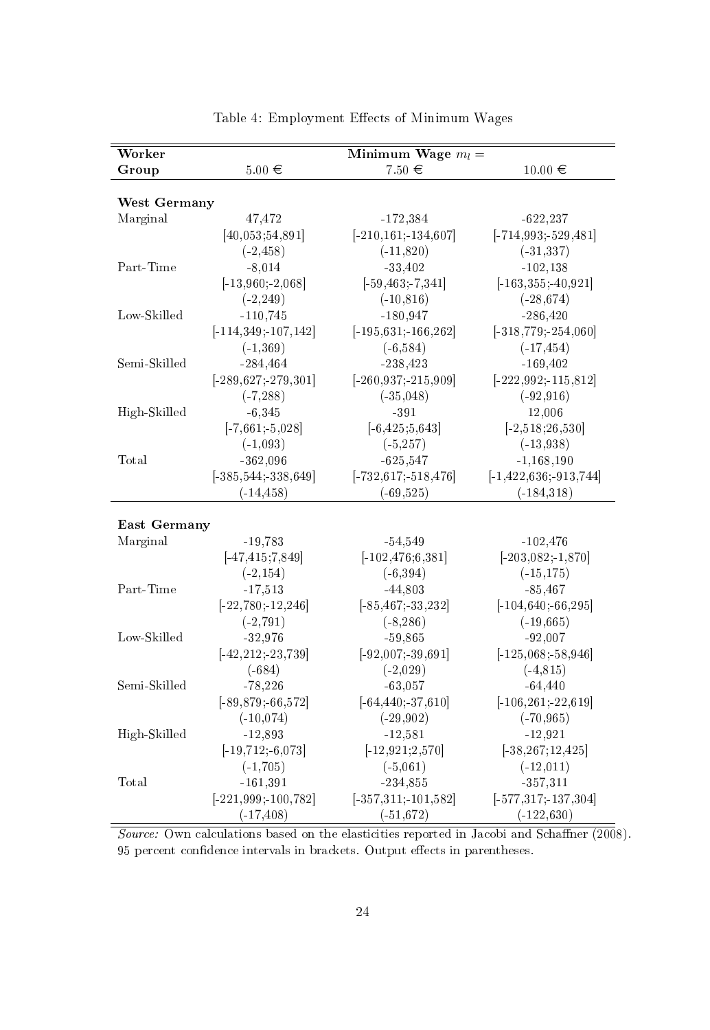Table 4: Employment Effects of Minimum Wages

| Worker Group | Minimum Wage $m_l$ = 5.00 € | 7.50 € | 10.00 € |
|---|---|---|---|
| **West Germany** | | | |
| Marginal | 47,472 | -172,384 | -622,237 |
| | [40,053;54,891] | [-210,161;-134,607] | [-714,993;-529,481] |
| | (-2,458) | (-11,820) | (-31,337) |
| Part-Time | -8,014 | -33,402 | -102,138 |
| | [-13,960;-2,068] | [-59,463;-7,341] | [-163,355;-40,921] |
| | (-2,249) | (-10,816) | (-28,674) |
| Low-Skilled | -110,745 | -180,947 | -286,420 |
| | [-114,349;-107,142] | [-195,631;-166,262] | [-318,779;-254,060] |
| | (-1,369) | (-6,584) | (-17,454) |
| Semi-Skilled | -284,464 | -238,423 | -169,402 |
| | [-289,627;-279,301] | [-260,937;-215,909] | [-222,992;-115,812] |
| | (-7,288) | (-35,048) | (-92,916) |
| High-Skilled | -6,345 | -391 | 12,006 |
| | [-7,661;-5,028] | [-6,425;5,643] | [-2,518;26,530] |
| | (-1,093) | (-5,257) | (-13,938) |
| Total | -362,096 | -625,547 | -1,168,190 |
| | [-385,544;-338,649] | [-732,617;-518,476] | [-1,422,636;-913,744] |
| | (-14,458) | (-69,525) | (-184,318) |
| **East Germany** | | | |
| Marginal | -19,783 | -54,549 | -102,476 |
| | [-47,415;7,849] | [-102,476;6,381] | [-203,082;-1,870] |
| | (-2,154) | (-6,394) | (-15,175) |
| Part-Time | -17,513 | -44,803 | -85,467 |
| | [-22,780;-12,246] | [-85,467;-33,232] | [-104,640;-66,295] |
| | (-2,791) | (-8,286) | (-19,665) |
| Low-Skilled | -32,976 | -59,865 | -92,007 |
| | [-42,212;-23,739] | [-92,007;-39,691] | [-125,068;-58,946] |
| | (-684) | (-2,029) | (-4,815) |
| Semi-Skilled | -78,226 | -63,057 | -64,440 |
| | [-89,879;-66,572] | [-64,440;-37,610] | [-106,261;-22,619] |
| | (-10,074) | (-29,902) | (-70,965) |
| High-Skilled | -12,893 | -12,581 | -12,921 |
| | [-19,712;-6,073] | [-12,921;2,570] | [-38,267;12,425] |
| | (-1,705) | (-5,061) | (-12,011) |
| Total | -161,391 | -234,855 | -357,311 |
| | [-221,999;-100,782] | [-357,311;-101,582] | [-577,317;-137,304] |
| | (-17,408) | (-51,672) | (-122,630) |

*Source:* Own calculations based on the elasticities reported in Jacobi and Schaffner (2008). 95 percent confidence intervals in brackets. Output effects in parentheses.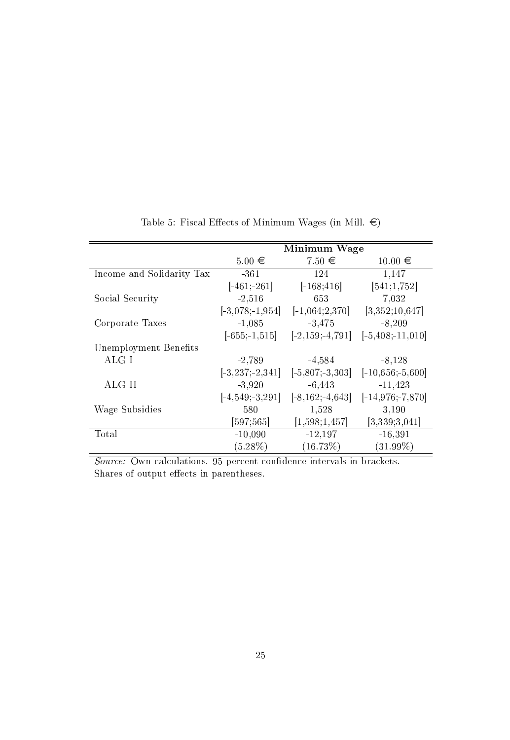Table 5: Fiscal Effects of Minimum Wages (in Mill. €)

| | Minimum Wage | | |
|---|---|---|---|
| | 5.00 € | 7.50 € | 10.00 € |
| Income and Solidarity Tax | -361 | 124 | 1,147 |
| | [-461;-261] | [-168;416] | [541;1,752] |
| Social Security | -2,516 | 653 | 7,032 |
| | [-3,078;-1,954] | [-1,064;2,370] | [3,352;10,647] |
| Corporate Taxes | -1,085 | -3,475 | -8,209 |
| | [-655;-1,515] | [-2,159;-4,791] | [-5,408;-11,010] |
| Unemployment Benefits | | | |
| ALG I | -2,789 | -4,584 | -8,128 |
| | [-3,237;-2,341] | [-5,807;-3,303] | [-10,656;-5,600] |
| ALG II | -3,920 | -6,443 | -11,423 |
| | [-4,549;-3,291] | [-8,162;-4,643] | [-14,976;-7,870] |
| Wage Subsidies | 580 | 1,528 | 3,190 |
| | [597;565] | [1,598;1,457] | [3,339;3,041] |
| Total | -10,090 | -12,197 | -16,391 |
| | (5.28%) | (16.73%) | (31.99%) |

*Source:* Own calculations. 95 percent confidence intervals in brackets. Shares of output effects in parentheses.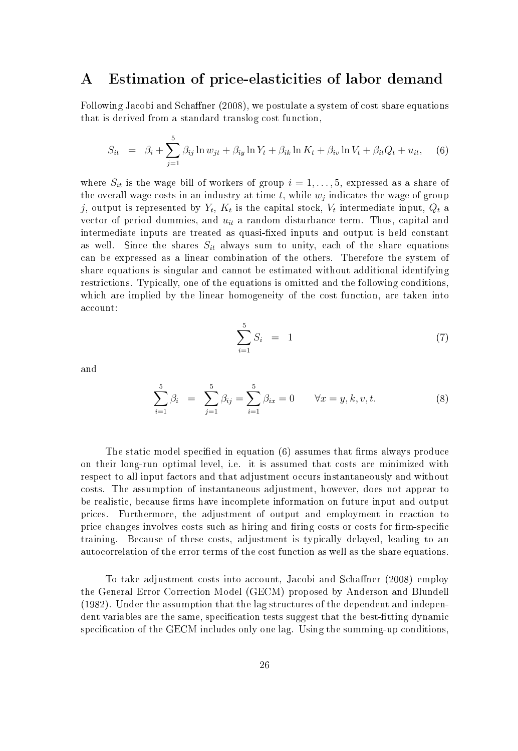# A Estimation of price-elasticities of labor demand

Following Jacobi and Schaffner (2008), we postulate a system of cost share equations that is derived from a standard translog cost function,

$$S_{it} = \beta_i + \sum_{j=1}^{5} \beta_{ij} \ln w_{jt} + \beta_{iy} \ln Y_t + \beta_{ik} \ln K_t + \beta_{iv} \ln V_t + \beta_{it} Q_t + u_{it}, \tag{6}$$

where $S_{it}$ is the wage bill of workers of group $i = 1, \ldots, 5$, expressed as a share of the overall wage costs in an industry at time $t$, while $w_j$ indicates the wage of group $j$, output is represented by $Y_t$, $K_t$ is the capital stock, $V_t$ intermediate input, $Q_t$ a vector of period dummies, and $u_{it}$ a random disturbance term. Thus, capital and intermediate inputs are treated as quasi-fixed inputs and output is held constant as well. Since the shares $S_{it}$ always sum to unity, each of the share equations can be expressed as a linear combination of the others. Therefore the system of share equations is singular and cannot be estimated without additional identifying restrictions. Typically, one of the equations is omitted and the following conditions, which are implied by the linear homogeneity of the cost function, are taken into account:

$$\sum_{i=1}^{5} S_i = 1 \tag{7}$$

and

$$\sum_{i=1}^{5} \beta_i = \sum_{j=1}^{5} \beta_{ij} = \sum_{i=1}^{5} \beta_{ix} = 0 \qquad \forall x = y, k, v, t. \tag{8}$$

The static model specified in equation (6) assumes that firms always produce on their long-run optimal level, i.e. it is assumed that costs are minimized with respect to all input factors and that adjustment occurs instantaneously and without costs. The assumption of instantaneous adjustment, however, does not appear to be realistic, because firms have incomplete information on future input and output prices. Furthermore, the adjustment of output and employment in reaction to price changes involves costs such as hiring and firing costs or costs for firm-specific training. Because of these costs, adjustment is typically delayed, leading to an autocorrelation of the error terms of the cost function as well as the share equations.

To take adjustment costs into account, Jacobi and Schaffner (2008) employ the General Error Correction Model (GECM) proposed by Anderson and Blundell (1982). Under the assumption that the lag structures of the dependent and independent variables are the same, specification tests suggest that the best-fitting dynamic specification of the GECM includes only one lag. Using the summing-up conditions,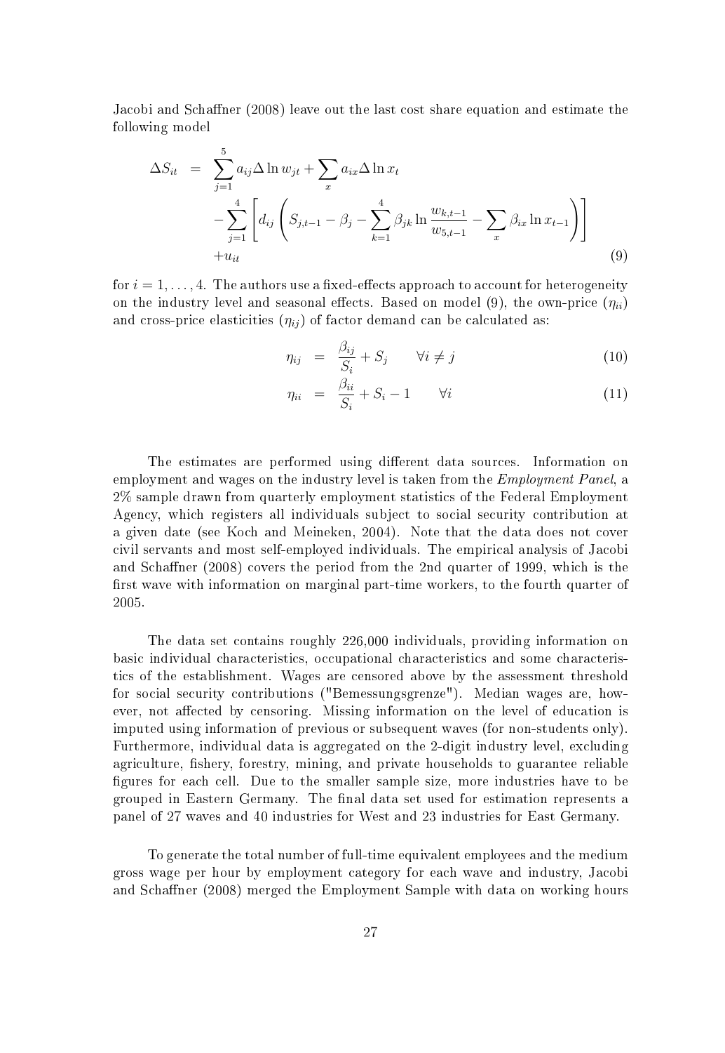Jacobi and Schaffner (2008) leave out the last cost share equation and estimate the following model

$$
\begin{aligned}
\Delta S_{it} &= \sum_{j=1}^{5} a_{ij} \Delta \ln w_{jt} + \sum_{x} a_{ix} \Delta \ln x_t \\
&\quad - \sum_{j=1}^{4} \left[ d_{ij} \left( S_{j,t-1} - \beta_j - \sum_{k=1}^{4} \beta_{jk} \ln \frac{w_{k,t-1}}{w_{5,t-1}} - \sum_{x} \beta_{ix} \ln x_{t-1} \right) \right] \\
&\quad + u_{it}
\end{aligned} \tag{9}
$$

for $i = 1, \ldots, 4$. The authors use a fixed-effects approach to account for heterogeneity on the industry level and seasonal effects. Based on model (9), the own-price ($\eta_{ii}$) and cross-price elasticities ($\eta_{ij}$) of factor demand can be calculated as:

$$
\eta_{ij} = \frac{\beta_{ij}}{S_i} + S_j \qquad \forall i \neq j \tag{10}
$$

$$
\eta_{ii} = \frac{\beta_{ii}}{S_i} + S_i - 1 \qquad \forall i \tag{11}
$$

The estimates are performed using different data sources. Information on employment and wages on the industry level is taken from the *Employment Panel*, a 2% sample drawn from quarterly employment statistics of the Federal Employment Agency, which registers all individuals subject to social security contribution at a given date (see Koch and Meineken, 2004). Note that the data does not cover civil servants and most self-employed individuals. The empirical analysis of Jacobi and Schaffner (2008) covers the period from the 2nd quarter of 1999, which is the first wave with information on marginal part-time workers, to the fourth quarter of 2005.

The data set contains roughly 226,000 individuals, providing information on basic individual characteristics, occupational characteristics and some characteristics of the establishment. Wages are censored above by the assessment threshold for social security contributions ("Bemessungsgrenze"). Median wages are, however, not affected by censoring. Missing information on the level of education is imputed using information of previous or subsequent waves (for non-students only). Furthermore, individual data is aggregated on the 2-digit industry level, excluding agriculture, fishery, forestry, mining, and private households to guarantee reliable figures for each cell. Due to the smaller sample size, more industries have to be grouped in Eastern Germany. The final data set used for estimation represents a panel of 27 waves and 40 industries for West and 23 industries for East Germany.

To generate the total number of full-time equivalent employees and the medium gross wage per hour by employment category for each wave and industry, Jacobi and Schaffner (2008) merged the Employment Sample with data on working hours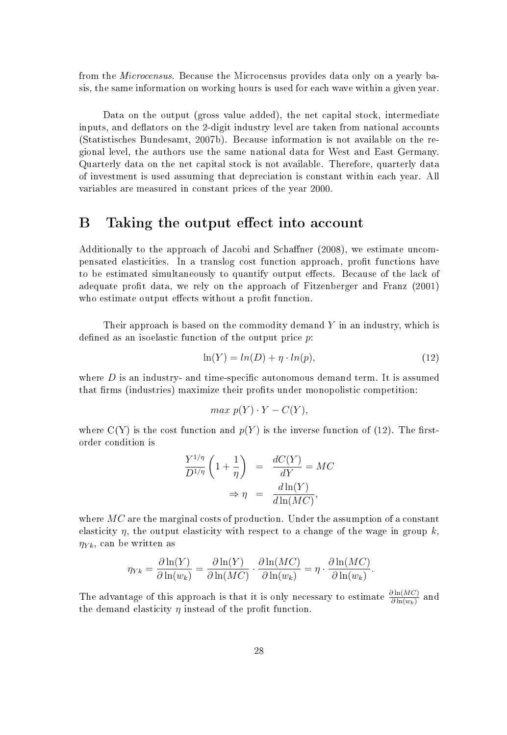from the *Microcensus*. Because the Microcensus provides data only on a yearly basis, the same information on working hours is used for each wave within a given year.

Data on the output (gross value added), the net capital stock, intermediate inputs, and deflators on the 2-digit industry level are taken from national accounts (Statistisches Bundesamt, 2007b). Because information is not available on the regional level, the authors use the same national data for West and East Germany. Quarterly data on the net capital stock is not available. Therefore, quarterly data of investment is used assuming that depreciation is constant within each year. All variables are measured in constant prices of the year 2000.

# B Taking the output effect into account

Additionally to the approach of Jacobi and Schaffner (2008), we estimate uncompensated elasticities. In a translog cost function approach, profit functions have to be estimated simultaneously to quantify output effects. Because of the lack of adequate profit data, we rely on the approach of Fitzenberger and Franz (2001) who estimate output effects without a profit function.

Their approach is based on the commodity demand $Y$ in an industry, which is defined as an isoelastic function of the output price $p$:

$$\ln(Y) = ln(D) + \eta \cdot ln(p), \tag{12}$$

where $D$ is an industry- and time-specific autonomous demand term. It is assumed that firms (industries) maximize their profits under monopolistic competition:

$$max\ p(Y) \cdot Y - C(Y),$$

where C(Y) is the cost function and $p(Y)$ is the inverse function of (12). The first-order condition is

$$\begin{aligned} \frac{Y^{1/\eta}}{D^{1/\eta}}\left(1+\frac{1}{\eta}\right) &= \frac{dC(Y)}{dY} = MC \\ \Rightarrow \eta &= \frac{d\ln(Y)}{d\ln(MC)}, \end{aligned}$$

where $MC$ are the marginal costs of production. Under the assumption of a constant elasticity $\eta$, the output elasticity with respect to a change of the wage in group $k$, $\eta_{Yk}$, can be written as

$$\eta_{Yk} = \frac{\partial \ln(Y)}{\partial \ln(w_k)} = \frac{\partial \ln(Y)}{\partial \ln(MC)} \cdot \frac{\partial \ln(MC)}{\partial \ln(w_k)} = \eta \cdot \frac{\partial \ln(MC)}{\partial \ln(w_k)}.$$

The advantage of this approach is that it is only necessary to estimate $\frac{\partial \ln(MC)}{\partial \ln(w_k)}$ and the demand elasticity $\eta$ instead of the profit function.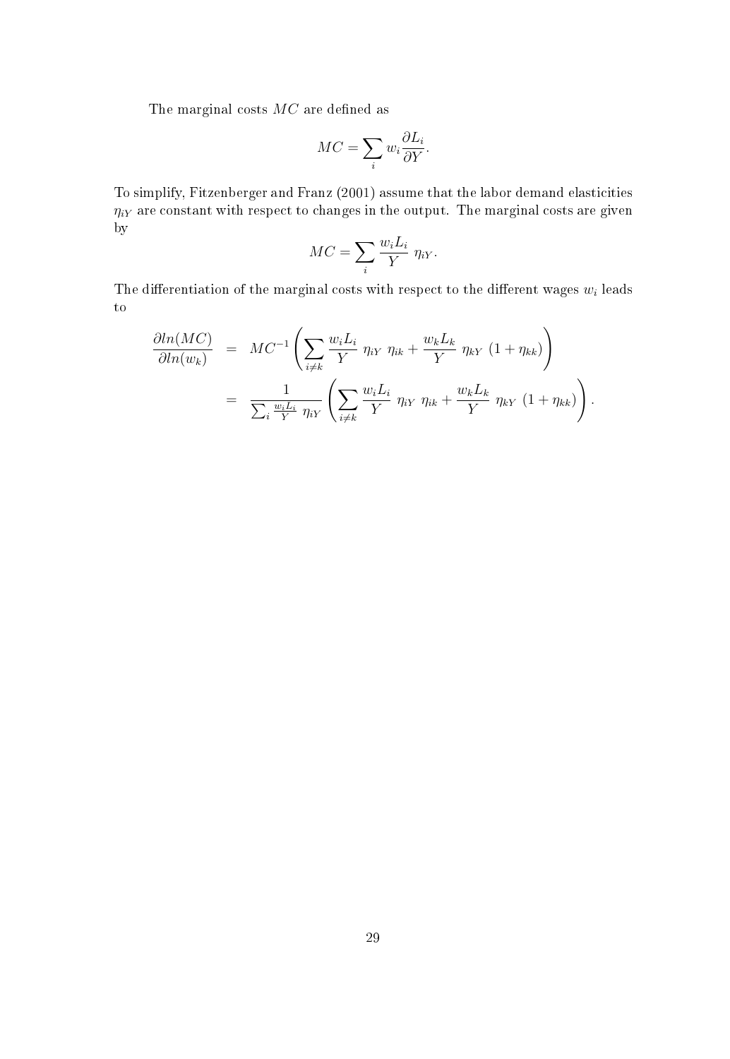The marginal costs $MC$ are defined as

$$MC = \sum_i w_i \frac{\partial L_i}{\partial Y}.$$

To simplify, Fitzenberger and Franz (2001) assume that the labor demand elasticities $\eta_{iY}$ are constant with respect to changes in the output. The marginal costs are given by

$$MC = \sum_i \frac{w_i L_i}{Y} \; \eta_{iY}.$$

The differentiation of the marginal costs with respect to the different wages $w_i$ leads to

$$\begin{aligned}
\frac{\partial ln(MC)}{\partial ln(w_k)} &= MC^{-1} \left( \sum_{i \neq k} \frac{w_i L_i}{Y} \; \eta_{iY} \; \eta_{ik} + \frac{w_k L_k}{Y} \; \eta_{kY} \; (1 + \eta_{kk}) \right) \\
&= \frac{1}{\sum_i \frac{w_i L_i}{Y} \; \eta_{iY}} \left( \sum_{i \neq k} \frac{w_i L_i}{Y} \; \eta_{iY} \; \eta_{ik} + \frac{w_k L_k}{Y} \; \eta_{kY} \; (1 + \eta_{kk}) \right).
\end{aligned}$$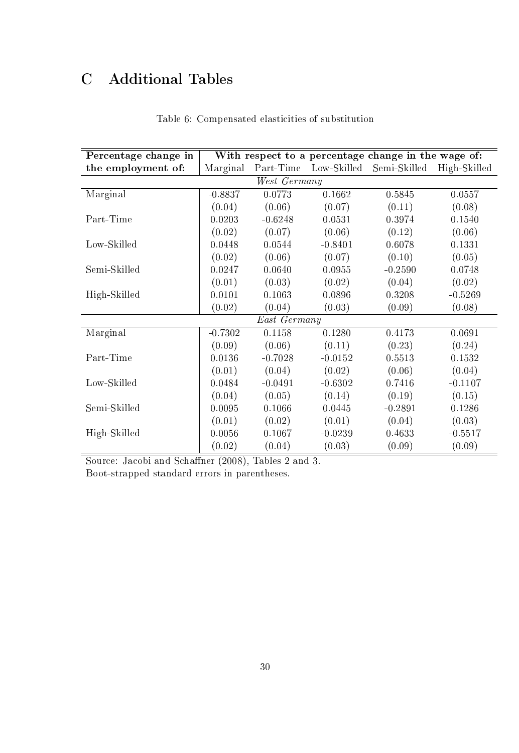# C Additional Tables

Table 6: Compensated elasticities of substitution

| **Percentage change in the employment of:** | **With respect to a percentage change in the wage of:** | | | | |
|---|---|---|---|---|---|
| | Marginal | Part-Time | Low-Skilled | Semi-Skilled | High-Skilled |
| | | *West Germany* | | | |
| Marginal | -0.8837 | 0.0773 | 0.1662 | 0.5845 | 0.0557 |
| | (0.04) | (0.06) | (0.07) | (0.11) | (0.08) |
| Part-Time | 0.0203 | -0.6248 | 0.0531 | 0.3974 | 0.1540 |
| | (0.02) | (0.07) | (0.06) | (0.12) | (0.06) |
| Low-Skilled | 0.0448 | 0.0544 | -0.8401 | 0.6078 | 0.1331 |
| | (0.02) | (0.06) | (0.07) | (0.10) | (0.05) |
| Semi-Skilled | 0.0247 | 0.0640 | 0.0955 | -0.2590 | 0.0748 |
| | (0.01) | (0.03) | (0.02) | (0.04) | (0.02) |
| High-Skilled | 0.0101 | 0.1063 | 0.0896 | 0.3208 | -0.5269 |
| | (0.02) | (0.04) | (0.03) | (0.09) | (0.08) |
| | | *East Germany* | | | |
| Marginal | -0.7302 | 0.1158 | 0.1280 | 0.4173 | 0.0691 |
| | (0.09) | (0.06) | (0.11) | (0.23) | (0.24) |
| Part-Time | 0.0136 | -0.7028 | -0.0152 | 0.5513 | 0.1532 |
| | (0.01) | (0.04) | (0.02) | (0.06) | (0.04) |
| Low-Skilled | 0.0484 | -0.0491 | -0.6302 | 0.7416 | -0.1107 |
| | (0.04) | (0.05) | (0.14) | (0.19) | (0.15) |
| Semi-Skilled | 0.0095 | 0.1066 | 0.0445 | -0.2891 | 0.1286 |
| | (0.01) | (0.02) | (0.01) | (0.04) | (0.03) |
| High-Skilled | 0.0056 | 0.1067 | -0.0239 | 0.4633 | -0.5517 |
| | (0.02) | (0.04) | (0.03) | (0.09) | (0.09) |

Source: Jacobi and Schaffner (2008), Tables 2 and 3.
Boot-strapped standard errors in parentheses.